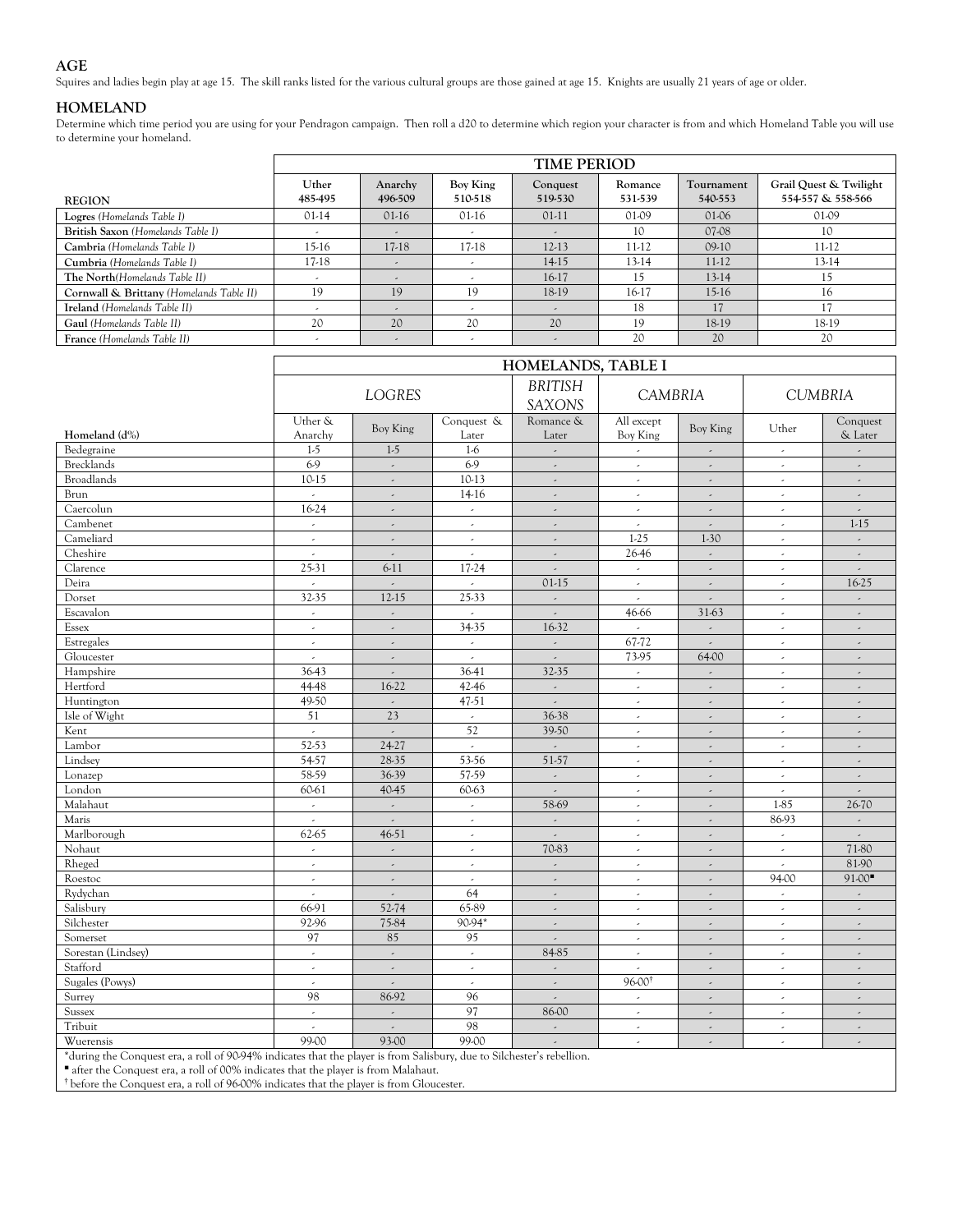## AGE

Squires and ladies begin play at age 15. The skill ranks listed for the various cultural groups are those gained at age 15. Knights are usually 21 years of age or older.

## HOMELAND

Determine which time period you are using for your Pendragon campaign. Then roll a d20 to determine which region your character is from and which Homeland Table you will use to determine your homeland.

| | TIME PERIOD | | | | | | |
|---|---|---|---|---|---|---|---|
| **REGION** | **Uther 485-495** | **Anarchy 496-509** | **Boy King 510-518** | **Conquest 519-530** | **Romance 531-539** | **Tournament 540-553** | **Grail Quest & Twilight 554-557 & 558-566** |
| **Logres** *(Homelands Table I)* | 01-14 | 01-16 | 01-16 | 01-11 | 01-09 | 01-06 | 01-09 |
| **British Saxon** *(Homelands Table I)* | - | - | - | - | 10 | 07-08 | 10 |
| **Cambria** *(Homelands Table I)* | 15-16 | 17-18 | 17-18 | 12-13 | 11-12 | 09-10 | 11-12 |
| **Cumbria** *(Homelands Table I)* | 17-18 | - | - | 14-15 | 13-14 | 11-12 | 13-14 |
| **The North** *(Homelands Table II)* | - | - | - | 16-17 | 15 | 13-14 | 15 |
| **Cornwall & Brittany** *(Homelands Table II)* | 19 | 19 | 19 | 18-19 | 16-17 | 15-16 | 16 |
| **Ireland** *(Homelands Table II)* | - | - | - | - | 18 | 17 | 17 |
| **Gaul** *(Homelands Table II)* | 20 | 20 | 20 | 20 | 19 | 18-19 | 18-19 |
| **France** *(Homelands Table II)* | - | - | - | - | 20 | 20 | 20 |

| | HOMELANDS, TABLE I | | | | | | | |
|---|---|---|---|---|---|---|---|---|
| | *LOGRES* | | | *BRITISH SAXONS* | *CAMBRIA* | | *CUMBRIA* | |
| **Homeland (d%)** | Uther & Anarchy | Boy King | Conquest & Later | Romance & Later | All except Boy King | Boy King | Uther | Conquest & Later |
| Bedegraine | 1-5 | 1-5 | 1-6 | - | - | - | - | - |
| Brecklands | 6-9 | - | 6-9 | - | - | - | - | - |
| Broadlands | 10-15 | - | 10-13 | - | - | - | - | - |
| Brun | - | - | 14-16 | - | - | - | - | - |
| Caercolun | 16-24 | - | - | - | - | - | - | - |
| Cambenet | - | - | - | - | - | - | - | 1-15 |
| Cameliard | - | - | - | - | 1-25 | 1-30 | - | - |
| Cheshire | - | - | - | - | 26-46 | - | - | - |
| Clarence | 25-31 | 6-11 | 17-24 | - | - | - | - | - |
| Deira | - | - | - | 01-15 | - | - | - | 16-25 |
| Dorset | 32-35 | 12-15 | 25-33 | - | - | - | - | - |
| Escavalon | - | - | - | - | 46-66 | 31-63 | - | - |
| Essex | - | - | 34-35 | 16-32 | - | - | - | - |
| Estregales | - | - | - | - | 67-72 | - | - | - |
| Gloucester | - | - | - | - | 73-95 | 64-00 | - | - |
| Hampshire | 36-43 | - | 36-41 | 32-35 | - | - | - | - |
| Hertford | 44-48 | 16-22 | 42-46 | - | - | - | - | - |
| Huntington | 49-50 | - | 47-51 | - | - | - | - | - |
| Isle of Wight | 51 | 23 | - | 36-38 | - | - | - | - |
| Kent | - | - | 52 | 39-50 | - | - | - | - |
| Lambor | 52-53 | 24-27 | - | - | - | - | - | - |
| Lindsey | 54-57 | 28-35 | 53-56 | 51-57 | - | - | - | - |
| Lonazep | 58-59 | 36-39 | 57-59 | - | - | - | - | - |
| London | 60-61 | 40-45 | 60-63 | - | - | - | - | - |
| Malahaut | - | - | - | 58-69 | - | - | 1-85 | 26-70 |
| Maris | - | - | - | - | - | - | 86-93 | - |
| Marlborough | 62-65 | 46-51 | - | - | - | - | - | - |
| Nohaut | - | - | - | 70-83 | - | - | - | 71-80 |
| Rheged | - | - | - | - | - | - | - | 81-90 |
| Roestoc | - | - | - | - | - | - | 94-00 | 91-00■ |
| Rydychan | - | - | 64 | - | - | - | - | - |
| Salisbury | 66-91 | 52-74 | 65-89 | - | - | - | - | - |
| Silchester | 92-96 | 75-84 | 90-94* | - | - | - | - | - |
| Somerset | 97 | 85 | 95 | - | - | - | - | - |
| Sorestan (Lindsey) | - | - | - | 84-85 | - | - | - | - |
| Stafford | - | - | - | - | - | - | - | - |
| Sugales (Powys) | - | - | - | - | 96-00† | - | - | - |
| Surrey | 98 | 86-92 | 96 | - | - | - | - | - |
| Sussex | - | - | 97 | 86-00 | - | - | - | - |
| Tribuit | - | - | 98 | - | - | - | - | - |
| Wuerensis | 99-00 | 93-00 | 99-00 | - | - | - | - | - |

*during the Conquest era, a roll of 90-94% indicates that the player is from Salisbury, due to Silchester's rebellion.

■ after the Conquest era, a roll of 00% indicates that the player is from Malahaut.

† before the Conquest era, a roll of 96-00% indicates that the player is from Gloucester.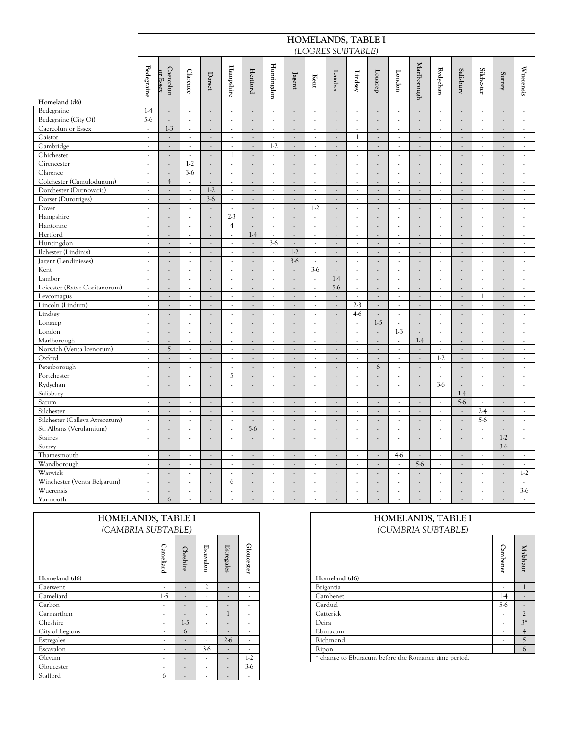## HOMELANDS, TABLE I

*(LOGRES SUBTABLE)*

| Homeland (d6) | Bedegraine | Caercolun or Essex | Clarence | Dorset | Hampshire | Hertford | Huntingdon | Jagent | Kent | Lambor | Lindsey | Lonazep | London | Marlborough | Rydychan | Salisbury | Silchester | Surrey | Wuerensis |
|---|---|---|---|---|---|---|---|---|---|---|---|---|---|---|---|---|---|---|---|
| Bedegraine | 1-4 | - | - | - | - | - | - | - | - | - | - | - | - | - | - | - | - | - | - |
| Bedegraine (City Of) | 5-6 | - | - | - | - | - | - | - | - | - | - | - | - | - | - | - | - | - | - |
| Caercolun or Essex | - | 1-3 | - | - | - | - | - | - | - | - | - | - | - | - | - | - | - | - | - |
| Caistor | - | - | - | - | - | - | - | - | - | - | 1 | - | - | - | - | - | - | - | - |
| Cambridge | - | - | - | - | - | - | 1-2 | - | - | - | - | - | - | - | - | - | - | - | - |
| Chichester | - | - | - | - | 1 | - | - | - | - | - | - | - | - | - | - | - | - | - | - |
| Cirencester | - | - | 1-2 | - | - | - | - | - | - | - | - | - | - | - | - | - | - | - | - |
| Clarence | - | - | 3-6 | - | - | - | - | - | - | - | - | - | - | - | - | - | - | - | - |
| Colchester (Camulodunum) | - | 4 | - | - | - | - | - | - | - | - | - | - | - | - | - | - | - | - | - |
| Dorchester (Durnovaria) | - | - | - | 1-2 | - | - | - | - | - | - | - | - | - | - | - | - | - | - | - |
| Dorset (Durotriges) | - | - | - | 3-6 | - | - | - | - | - | - | - | - | - | - | - | - | - | - | - |
| Dover | - | - | - | - | - | - | - | - | 1-2 | - | - | - | - | - | - | - | - | - | - |
| Hampshire | - | - | - | - | 2-3 | - | - | - | - | - | - | - | - | - | - | - | - | - | - |
| Hantonne | - | - | - | - | 4 | - | - | - | - | - | - | - | - | - | - | - | - | - | - |
| Hertford | - | - | - | - | - | 1-4 | - | - | - | - | - | - | - | - | - | - | - | - | - |
| Huntingdon | - | - | - | - | - | - | 3-6 | - | - | - | - | - | - | - | - | - | - | - | - |
| Ilchester (Lindinis) | - | - | - | - | - | - | - | 1-2 | - | - | - | - | - | - | - | - | - | - | - |
| Jagent (Lendinieses) | - | - | - | - | - | - | - | 3-6 | - | - | - | - | - | - | - | - | - | - | - |
| Kent | - | - | - | - | - | - | - | - | 3-6 | - | - | - | - | - | - | - | - | - | - |
| Lambor | - | - | - | - | - | - | - | - | - | 1-4 | - | - | - | - | - | - | - | - | - |
| Leicester (Ratae Coritanorum) | - | - | - | - | - | - | - | - | - | 5-6 | - | - | - | - | - | - | - | - | - |
| Levcomagus | - | - | - | - | - | - | - | - | - | - | - | - | - | - | - | - | 1 | - | - |
| Lincoln (Lindum) | - | - | - | - | - | - | - | - | - | - | 2-3 | - | - | - | - | - | - | - | - |
| Lindsey | - | - | - | - | - | - | - | - | - | - | 4-6 | - | - | - | - | - | - | - | - |
| Lonazep | - | - | - | - | - | - | - | - | - | - | - | 1-5 | - | - | - | - | - | - | - |
| London | - | - | - | - | - | - | - | - | - | - | - | - | 1-3 | - | - | - | - | - | - |
| Marlborough | - | - | - | - | - | - | - | - | - | - | - | - | - | 1-4 | - | - | - | - | - |
| Norwich (Venta Icenorum) | - | 5 | - | - | - | - | - | - | - | - | - | - | - | - | - | - | - | - | - |
| Oxford | - | - | - | - | - | - | - | - | - | - | - | - | - | - | 1-2 | - | - | - | - |
| Peterborough | - | - | - | - | - | - | - | - | - | - | - | 6 | - | - | - | - | - | - | - |
| Portchester | - | - | - | - | 5 | - | - | - | - | - | - | - | - | - | - | - | - | - | - |
| Rydychan | - | - | - | - | - | - | - | - | - | - | - | - | - | - | 3-6 | - | - | - | - |
| Salisbury | - | - | - | - | - | - | - | - | - | - | - | - | - | - | - | 1-4 | - | - | - |
| Sarum | - | - | - | - | - | - | - | - | - | - | - | - | - | - | - | 5-6 | - | - | - |
| Silchester | - | - | - | - | - | - | - | - | - | - | - | - | - | - | - | - | 2-4 | - | - |
| Silchester (Calleva Atrebatum) | - | - | - | - | - | - | - | - | - | - | - | - | - | - | - | - | 5-6 | - | - |
| St. Albans (Verulamium) | - | - | - | - | - | 5-6 | - | - | - | - | - | - | - | - | - | - | - | - | - |
| Staines | - | - | - | - | - | - | - | - | - | - | - | - | - | - | - | - | - | 1-2 | - |
| Surrey | - | - | - | - | - | - | - | - | - | - | - | - | - | - | - | - | - | 3-6 | - |
| Thamesmouth | - | - | - | - | - | - | - | - | - | - | - | - | 4-6 | - | - | - | - | - | - |
| Wandborough | - | - | - | - | - | - | - | - | - | - | - | - | - | 5-6 | - | - | - | - | - |
| Warwick | - | - | - | - | - | - | - | - | - | - | - | - | - | - | - | - | - | - | 1-2 |
| Winchester (Venta Belgarum) | - | - | - | - | 6 | - | - | - | - | - | - | - | - | - | - | - | - | - | - |
| Wuerensis | - | - | - | - | - | - | - | - | - | - | - | - | - | - | - | - | - | - | 3-6 |
| Yarmouth | - | 6 | - | - | - | - | - | - | - | - | - | - | - | - | - | - | - | - | - |

## HOMELANDS, TABLE I

*(CAMBRIA SUBTABLE)*

| Homeland (d6) | Cameliard | Cheshire | Escavalon | Estregales | Gloucester |
|---|---|---|---|---|---|
| Caerwent | - | - | 2 | - | - |
| Cameliard | 1-5 | - | - | - | - |
| Carlion | - | - | 1 | - | - |
| Carmarthen | - | - | - | 1 | - |
| Cheshire | - | 1-5 | - | - | - |
| City of Legions | - | 6 | - | - | - |
| Estregales | - | - | - | 2-6 | - |
| Escavalon | - | - | 3-6 | - | - |
| Glevum | - | - | - | - | 1-2 |
| Gloucester | - | - | - | - | 3-6 |
| Stafford | 6 | - | - | - | - |

## HOMELANDS, TABLE I

*(CUMBRIA SUBTABLE)*

| Homeland (d6) | Cambenet | Malahaut |
|---|---|---|
| Brigantia | - | 1 |
| Cambenet | 1-4 | - |
| Carduel | 5-6 | - |
| Catterick | - | 2 |
| Deira | - | 3* |
| Eburacum | - | 4 |
| Richmond | - | 5 |
| Ripon | | 6 |

* change to Eburacum before the Romance time period.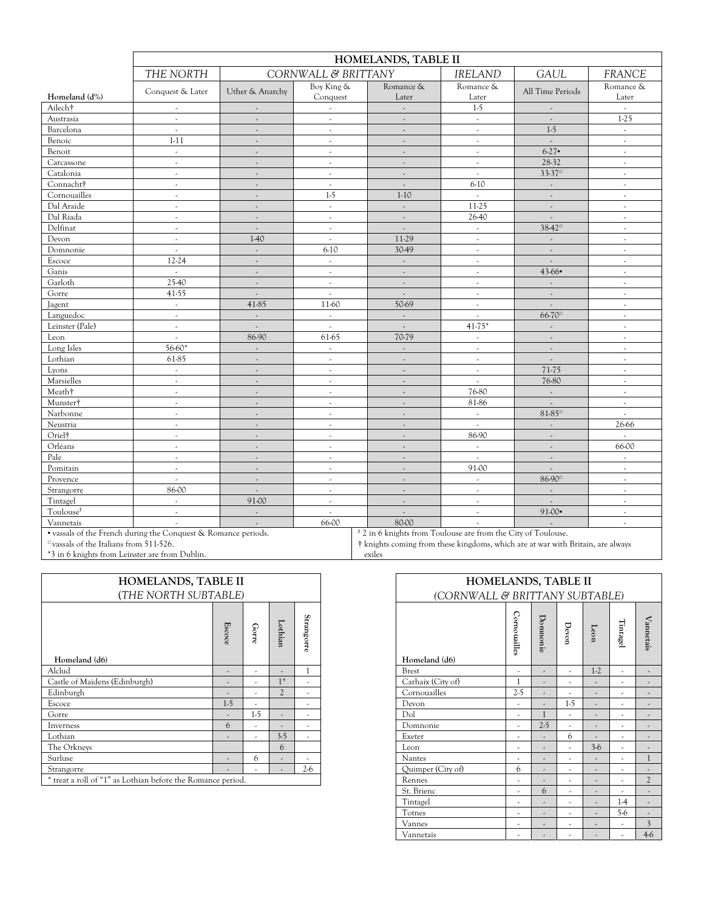| Homeland (d%) | THE NORTH | CORNWALL & BRITTANY | | | IRELAND | GAUL | FRANCE |
|---|---|---|---|---|---|---|---|
| | Conquest & Later | Uther & Anarchy | Boy King & Conquest | Romance & Later | Romance & Later | All Time Periods | Romance & Later |
| Ailech† | - | - | - | - | 1-5 | - | - |
| Austrasia | - | - | - | - | - | - | 1-25 |
| Barcelona | - | - | - | - | - | 1-5 | - |
| Benoic | 1-11 | - | - | - | - | - | - |
| Benoit | - | - | - | - | - | 6-27▪ | - |
| Carcassone | - | - | - | - | - | 28-32 | - |
| Catalonia | - | - | - | - | - | 33-37▫ | - |
| Connacht† | - | - | - | - | 6-10 | - | - |
| Cornouailles | - | - | 1-5 | 1-10 | - | - | - |
| Dal Araide | - | - | - | - | 11-25 | - | - |
| Dal Riada | - | - | - | - | 26-40 | - | - |
| Delfinat | - | - | - | - | - | 38-42▫ | - |
| Devon | - | 1-40 | - | 11-29 | - | - | - |
| Domnonie | - | - | 6-10 | 30-49 | - | - | - |
| Escoce | 12-24 | - | - | - | - | - | - |
| Ganis | - | - | - | - | - | 43-66▪ | - |
| Garloth | 25-40 | - | - | - | - | - | - |
| Gorre | 41-55 | - | - | - | - | - | - |
| Jagent | - | 41-85 | 11-60 | 50-69 | - | - | - |
| Languedoc | - | - | - | - | - | 66-70▫ | - |
| Leinster (Pale) | - | - | - | - | 41-75* | - | - |
| Leon | - | 86-90 | 61-65 | 70-79 | - | - | - |
| Long Isles | 56-60* | - | - | - | - | - | - |
| Lothian | 61-85 | - | - | - | - | - | - |
| Lyons | - | - | - | - | - | 71-75 | - |
| Marsielles | - | - | - | - | - | 76-80 | - |
| Meath† | - | - | - | - | 76-80 | - | - |
| Munster† | - | - | - | - | 81-86 | - | - |
| Narbonne | - | - | - | - | - | 81-85▫ | - |
| Neustria | - | - | - | - | - | - | 26-66 |
| Oriel† | - | - | - | - | 86-90 | - | - |
| Orléans | - | - | - | - | - | - | 66-00 |
| Pale | - | - | - | - | - | - | - |
| Pomitain | - | - | - | - | 91-00 | - | - |
| Provence | - | - | - | - | - | 86-90▫ | - |
| Strangorre | 86-00 | - | - | - | - | - | - |
| Tintagel | - | 91-00 | - | - | - | - | - |
| Toulouse‡ | - | - | - | - | - | 91-00▪ | - |
| Vannetais | - | - | 66-00 | 80-00 | - | - | - |

▪ vassals of the French during the Conquest & Romance periods.
▫ vassals of the Italians from 511-526.
*3 in 6 knights from Leinster are from Dublin.
‡ 2 in 6 knights from Toulouse are from the City of Toulouse.
† knights coming from these kingdoms, which are at war with Britain, are always exiles

**HOMELANDS, TABLE II (*THE NORTH SUBTABLE*)**

| Homeland (d6) | Escoce | Gorre | Lothian | Strangorre |
|---|---|---|---|---|
| Alclud | - | - | - | 1 |
| Castle of Maidens (Edinburgh) | - | - | 1* | - |
| Edinburgh | - | - | 2 | - |
| Escoce | 1-5 | - | | - |
| Gorre | - | 1-5 | - | - |
| Inverness | 6 | - | - | - |
| Lothian | - | - | 3-5 | - |
| The Orkneys | | | 6 | |
| Surluse | - | 6 | - | - |
| Strangorre | - | - | - | 2-6 |

\* treat a roll of "1" as Lothian before the Romance period.

**HOMELANDS, TABLE II (*CORNWALL & BRITTANY SUBTABLE*)**

| Homeland (d6) | Cornouailles | Domnonie | Devon | Leon | Tintagel | Vannetais |
|---|---|---|---|---|---|---|
| Brest | - | - | - | 1-2 | - | - |
| Carhaix (City of) | 1 | - | - | - | - | - |
| Cornouailles | 2-5 | - | - | - | - | - |
| Devon | - | - | 1-5 | - | - | - |
| Dol | - | 1 | - | - | - | - |
| Domnonie | - | 2-5 | - | - | - | - |
| Exeter | - | - | 6 | - | - | - |
| Leon | - | - | - | 3-6 | - | - |
| Nantes | - | - | - | - | - | 1 |
| Quimper (City of) | 6 | - | - | - | - | - |
| Rennes | - | - | - | - | - | 2 |
| St. Brienc | - | 6 | - | - | - | - |
| Tintagel | - | - | - | - | 1-4 | - |
| Totnes | - | - | - | - | 5-6 | - |
| Vannes | - | - | - | - | - | 3 |
| Vannetais | - | - | - | - | - | 4-6 |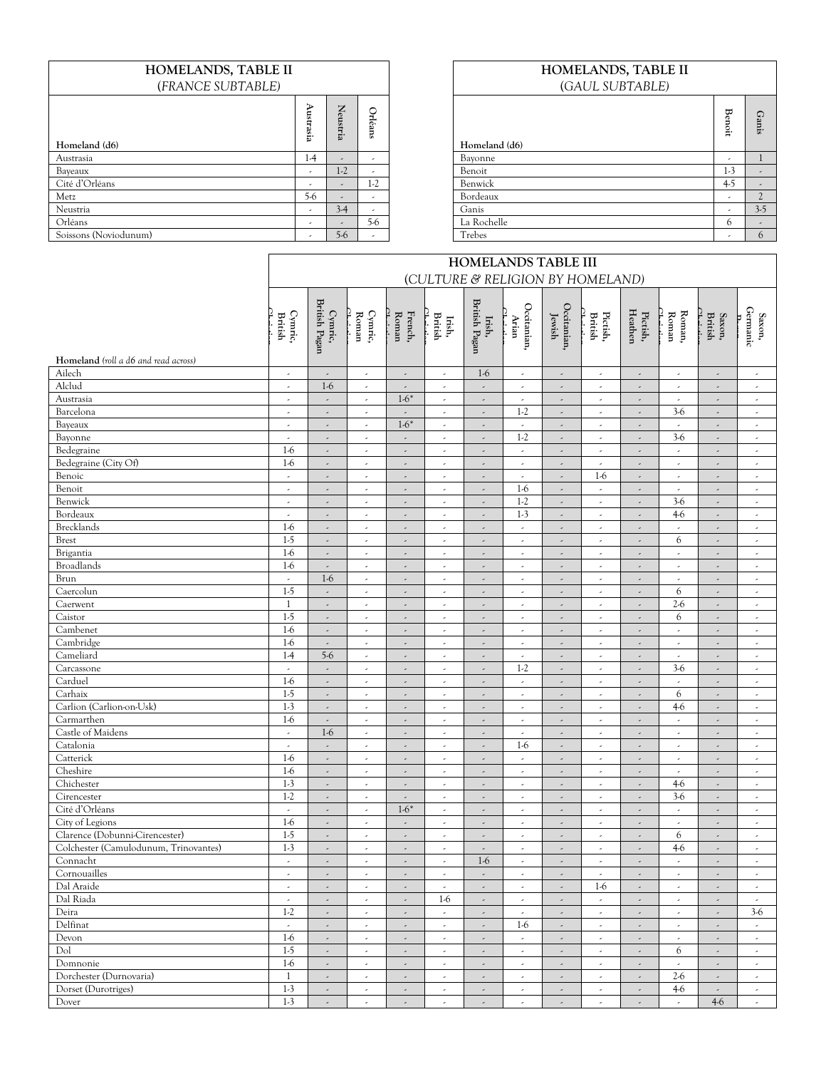## HOMELANDS, TABLE II

(*FRANCE SUBTABLE*)

| Homeland (d6) | Austrasia | Neustria | Orléans |
|---|---|---|---|
| Austrasia | 1-4 | - | - |
| Bayeaux | - | 1-2 | - |
| Cité d'Orléans | - | - | 1-2 |
| Metz | 5-6 | - | - |
| Neustria | - | 3-4 | - |
| Orléans | - | - | 5-6 |
| Soissons (Noviodunum) | - | 5-6 | - |

## HOMELANDS, TABLE II

(*GAUL SUBTABLE*)

| Homeland (d6) | Benoit | Ganis |
|---|---|---|
| Bayonne | - | 1 |
| Benoit | 1-3 | - |
| Benwick | 4-5 | - |
| Bordeaux | - | 2 |
| Ganis | - | 3-5 |
| La Rochelle | 6 | - |
| Trebes | - | 6 |

## HOMELANDS TABLE III

(*CULTURE & RELIGION BY HOMELAND*)

| Homeland (*roll a d6 and read across*) | Cymric, British Christian | Cymric, British Pagan | Cymric, Roman Christian | French, Roman Christian | Irish, British Christian | Irish, British Pagan | Occitanian, Arian Christian | Occitanian, Jewish | Pictish, British Christian | Pictish, Heathen | Roman, Roman Christian | Saxon, British Christian | Saxon, Germanic Pagan |
|---|---|---|---|---|---|---|---|---|---|---|---|---|---|
| Ailech | - | - | - | - | - | 1-6 | - | - | - | - | - | - | - |
| Alclud | - | 1-6 | - | - | - | - | - | - | - | - | - | - | - |
| Austrasia | - | - | - | 1-6* | - | - | - | - | - | - | - | - | - |
| Barcelona | - | - | - | - | - | - | 1-2 | - | - | - | 3-6 | - | - |
| Bayeaux | - | - | - | 1-6* | - | - | - | - | - | - | - | - | - |
| Bayonne | - | - | - | - | - | - | 1-2 | - | - | - | 3-6 | - | - |
| Bedegraine | 1-6 | - | - | - | - | - | - | - | - | - | - | - | - |
| Bedegraine (City Of) | 1-6 | - | - | - | - | - | - | - | - | - | - | - | - |
| Benoic | - | - | - | - | - | - | - | - | 1-6 | - | - | - | - |
| Benoit | - | - | - | - | - | - | 1-6 | - | - | - | - | - | - |
| Benwick | - | - | - | - | - | - | 1-2 | - | - | - | 3-6 | - | - |
| Bordeaux | - | - | - | - | - | - | 1-3 | - | - | - | 4-6 | - | - |
| Brecklands | 1-6 | - | - | - | - | - | - | - | - | - | - | - | - |
| Brest | 1-5 | - | - | - | - | - | - | - | - | - | 6 | - | - |
| Brigantia | 1-6 | - | - | - | - | - | - | - | - | - | - | - | - |
| Broadlands | 1-6 | - | - | - | - | - | - | - | - | - | - | - | - |
| Brun | - | 1-6 | - | - | - | - | - | - | - | - | - | - | - |
| Caercolun | 1-5 | - | - | - | - | - | - | - | - | - | 6 | - | - |
| Caerwent | 1 | - | - | - | - | - | - | - | - | - | 2-6 | - | - |
| Caistor | 1-5 | - | - | - | - | - | - | - | - | - | 6 | - | - |
| Cambenet | 1-6 | - | - | - | - | - | - | - | - | - | - | - | - |
| Cambridge | 1-6 | - | - | - | - | - | - | - | - | - | - | - | - |
| Cameliard | 1-4 | 5-6 | - | - | - | - | - | - | - | - | - | - | - |
| Carcassone | - | - | - | - | - | - | 1-2 | - | - | - | 3-6 | - | - |
| Carduel | 1-6 | - | - | - | - | - | - | - | - | - | - | - | - |
| Carhaix | 1-5 | - | - | - | - | - | - | - | - | - | 6 | - | - |
| Carlion (Carlion-on-Usk) | 1-3 | - | - | - | - | - | - | - | - | - | 4-6 | - | - |
| Carmarthen | 1-6 | - | - | - | - | - | - | - | - | - | - | - | - |
| Castle of Maidens | - | 1-6 | - | - | - | - | - | - | - | - | - | - | - |
| Catalonia | - | - | - | - | - | - | 1-6 | - | - | - | - | - | - |
| Catterick | 1-6 | - | - | - | - | - | - | - | - | - | - | - | - |
| Cheshire | 1-6 | - | - | - | - | - | - | - | - | - | - | - | - |
| Chichester | 1-3 | - | - | - | - | - | - | - | - | - | 4-6 | - | - |
| Cirencester | 1-2 | - | - | - | - | - | - | - | - | - | 3-6 | - | - |
| Cité d'Orléans | - | - | - | 1-6* | - | - | - | - | - | - | - | - | - |
| City of Legions | 1-6 | - | - | - | - | - | - | - | - | - | - | - | - |
| Clarence (Dobunni-Cirencester) | 1-5 | - | - | - | - | - | - | - | - | - | 6 | - | - |
| Colchester (Camulodunum, Trinovantes) | 1-3 | - | - | - | - | - | - | - | - | - | 4-6 | - | - |
| Connacht | - | - | - | - | - | 1-6 | - | - | - | - | - | - | - |
| Cornouailles | - | - | - | - | - | - | - | - | - | - | - | - | - |
| Dal Araide | - | - | - | - | - | - | - | - | 1-6 | - | - | - | - |
| Dal Riada | - | - | - | - | 1-6 | - | - | - | - | - | - | - | - |
| Deira | 1-2 | - | - | - | - | - | - | - | - | - | - | - | 3-6 |
| Delfinat | - | - | - | - | - | - | 1-6 | - | - | - | - | - | - |
| Devon | 1-6 | - | - | - | - | - | - | - | - | - | - | - | - |
| Dol | 1-5 | - | - | - | - | - | - | - | - | - | 6 | - | - |
| Domnonie | 1-6 | - | - | - | - | - | - | - | - | - | - | - | - |
| Dorchester (Durnovaria) | 1 | - | - | - | - | - | - | - | - | - | 2-6 | - | - |
| Dorset (Durotriges) | 1-3 | - | - | - | - | - | - | - | - | - | 4-6 | - | - |
| Dover | 1-3 | - | - | - | - | - | - | - | - | - | - | 4-6 | - |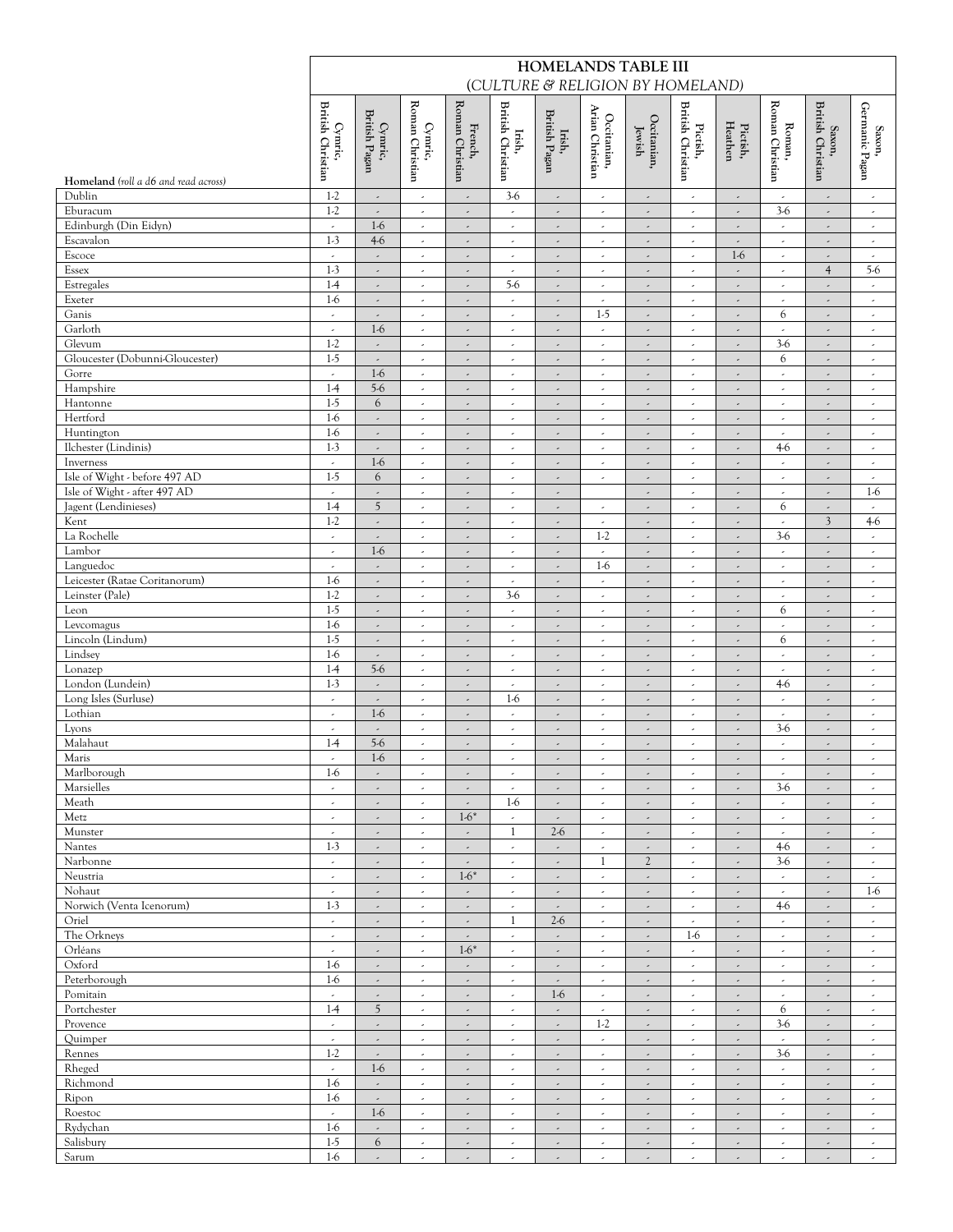# HOMELANDS TABLE III

## (CULTURE & RELIGION BY HOMELAND)

| Homeland *(roll a d6 and read across)* | Cymric, British Christian | Cymric, British Pagan | Cymric, Roman Christian | French, Roman Christian | Irish, British Christian | Irish, British Pagan | Occitanian, Arian Christian | Occitanian, Jewish | Pictish, British Christian | Pictish, Heathen | Roman, Roman Christian | Saxon, British Christian | Saxon, Germanic Pagan |
|---|---|---|---|---|---|---|---|---|---|---|---|---|---|
| Dublin | 1-2 | - | - | - | 3-6 | - | - | - | - | - | - | - | - |
| Eburacum | 1-2 | - | - | - | - | - | - | - | - | - | 3-6 | - | - |
| Edinburgh (Din Eidyn) | - | 1-6 | - | - | - | - | - | - | - | - | - | - | - |
| Escavalon | 1-3 | 4-6 | - | - | - | - | - | - | - | - | - | - | - |
| Escoce | - | - | - | - | - | - | - | - | - | 1-6 | - | - | - |
| Essex | 1-3 | - | - | - | - | - | - | - | - | - | - | 4 | 5-6 |
| Estregales | 1-4 | - | - | - | 5-6 | - | - | - | - | - | - | - | - |
| Exeter | 1-6 | - | - | - | - | - | - | - | - | - | - | - | - |
| Ganis | - | - | - | - | - | - | 1-5 | - | - | - | 6 | - | - |
| Garloth | - | 1-6 | - | - | - | - | - | - | - | - | - | - | - |
| Glevum | 1-2 | - | - | - | - | - | - | - | - | - | 3-6 | - | - |
| Gloucester (Dobunni-Gloucester) | 1-5 | - | - | - | - | - | - | - | - | - | 6 | - | - |
| Gorre | - | 1-6 | - | - | - | - | - | - | - | - | - | - | - |
| Hampshire | 1-4 | 5-6 | - | - | - | - | - | - | - | - | - | - | - |
| Hantonne | 1-5 | 6 | - | - | - | - | - | - | - | - | - | - | - |
| Hertford | 1-6 | - | - | - | - | - | - | - | - | - | - | - | - |
| Huntington | 1-6 | - | - | - | - | - | - | - | - | - | - | - | - |
| Ilchester (Lindinis) | 1-3 | - | - | - | - | - | - | - | - | - | 4-6 | - | - |
| Inverness | - | 1-6 | - | - | - | - | - | - | - | - | - | - | - |
| Isle of Wight - before 497 AD | 1-5 | 6 | - | - | - | - | - | - | - | - | - | - | - |
| Isle of Wight - after 497 AD | - | - | - | - | - | - | | - | - | - | - | - | 1-6 |
| Jagent (Lendinieses) | 1-4 | 5 | - | - | - | - | - | - | - | - | 6 | - | - |
| Kent | 1-2 | - | - | - | - | - | - | - | - | - | - | 3 | 4-6 |
| La Rochelle | - | - | - | - | - | - | 1-2 | - | - | - | 3-6 | - | - |
| Lambor | - | 1-6 | - | - | - | - | - | - | - | - | - | - | - |
| Languedoc | - | - | - | - | - | - | 1-6 | - | - | - | - | - | - |
| Leicester (Ratae Coritanorum) | 1-6 | - | - | - | - | - | - | - | - | - | - | - | - |
| Leinster (Pale) | 1-2 | - | - | - | 3-6 | - | - | - | - | - | - | - | - |
| Leon | 1-5 | - | - | - | - | - | - | - | - | - | 6 | - | - |
| Levcomagus | 1-6 | - | - | - | - | - | - | - | - | - | - | - | - |
| Lincoln (Lindum) | 1-5 | - | - | - | - | - | - | - | - | - | 6 | - | - |
| Lindsey | 1-6 | - | - | - | - | - | - | - | - | - | - | - | - |
| Lonazep | 1-4 | 5-6 | - | - | - | - | - | - | - | - | - | - | - |
| London (Lundein) | 1-3 | - | - | - | - | - | - | - | - | - | 4-6 | - | - |
| Long Isles (Surluse) | - | - | - | - | 1-6 | - | - | - | - | - | - | - | - |
| Lothian | - | 1-6 | - | - | - | - | - | - | - | - | - | - | - |
| Lyons | - | - | - | - | - | - | - | - | - | - | 3-6 | - | - |
| Malahaut | 1-4 | 5-6 | - | - | - | - | - | - | - | - | - | - | - |
| Maris | - | 1-6 | - | - | - | - | - | - | - | - | - | - | - |
| Marlborough | 1-6 | - | - | - | - | - | - | - | - | - | - | - | - |
| Marsielles | - | - | - | - | - | - | - | - | - | - | 3-6 | - | - |
| Meath | - | - | - | - | 1-6 | - | - | - | - | - | - | - | - |
| Metz | - | - | - | 1-6* | - | - | - | - | - | - | - | - | - |
| Munster | - | - | - | - | 1 | 2-6 | - | - | - | - | - | - | - |
| Nantes | 1-3 | - | - | - | - | - | - | - | - | - | 4-6 | - | - |
| Narbonne | - | - | - | - | - | - | 1 | 2 | - | - | 3-6 | - | - |
| Neustria | - | - | - | 1-6* | - | - | - | - | - | - | - | - | - |
| Nohaut | - | - | - | - | - | - | - | - | - | - | - | - | 1-6 |
| Norwich (Venta Icenorum) | 1-3 | - | - | - | - | - | - | - | - | - | 4-6 | - | - |
| Oriel | - | - | - | - | 1 | 2-6 | - | - | - | - | - | - | - |
| The Orkneys | - | - | - | - | - | - | - | - | 1-6 | - | - | - | - |
| Orléans | - | - | - | 1-6* | - | - | - | - | - | - | - | - | - |
| Oxford | 1-6 | - | - | - | - | - | - | - | - | - | - | - | - |
| Peterborough | 1-6 | - | - | - | - | - | - | - | - | - | - | - | - |
| Pomitain | - | - | - | - | - | 1-6 | - | - | - | - | - | - | - |
| Portchester | 1-4 | 5 | - | - | - | - | - | - | - | - | 6 | - | - |
| Provence | - | - | - | - | - | - | 1-2 | - | - | - | 3-6 | - | - |
| Quimper | - | - | - | - | - | - | - | - | - | - | - | - | - |
| Rennes | 1-2 | - | - | - | - | - | - | - | - | - | 3-6 | - | - |
| Rheged | - | 1-6 | - | - | - | - | - | - | - | - | - | - | - |
| Richmond | 1-6 | - | - | - | - | - | - | - | - | - | - | - | - |
| Ripon | 1-6 | - | - | - | - | - | - | - | - | - | - | - | - |
| Roestoc | - | 1-6 | - | - | - | - | - | - | - | - | - | - | - |
| Rydychan | 1-6 | - | - | - | - | - | - | - | - | - | - | - | - |
| Salisbury | 1-5 | 6 | - | - | - | - | - | - | - | - | - | - | - |
| Sarum | 1-6 | - | - | - | - | - | - | - | - | - | - | - | - |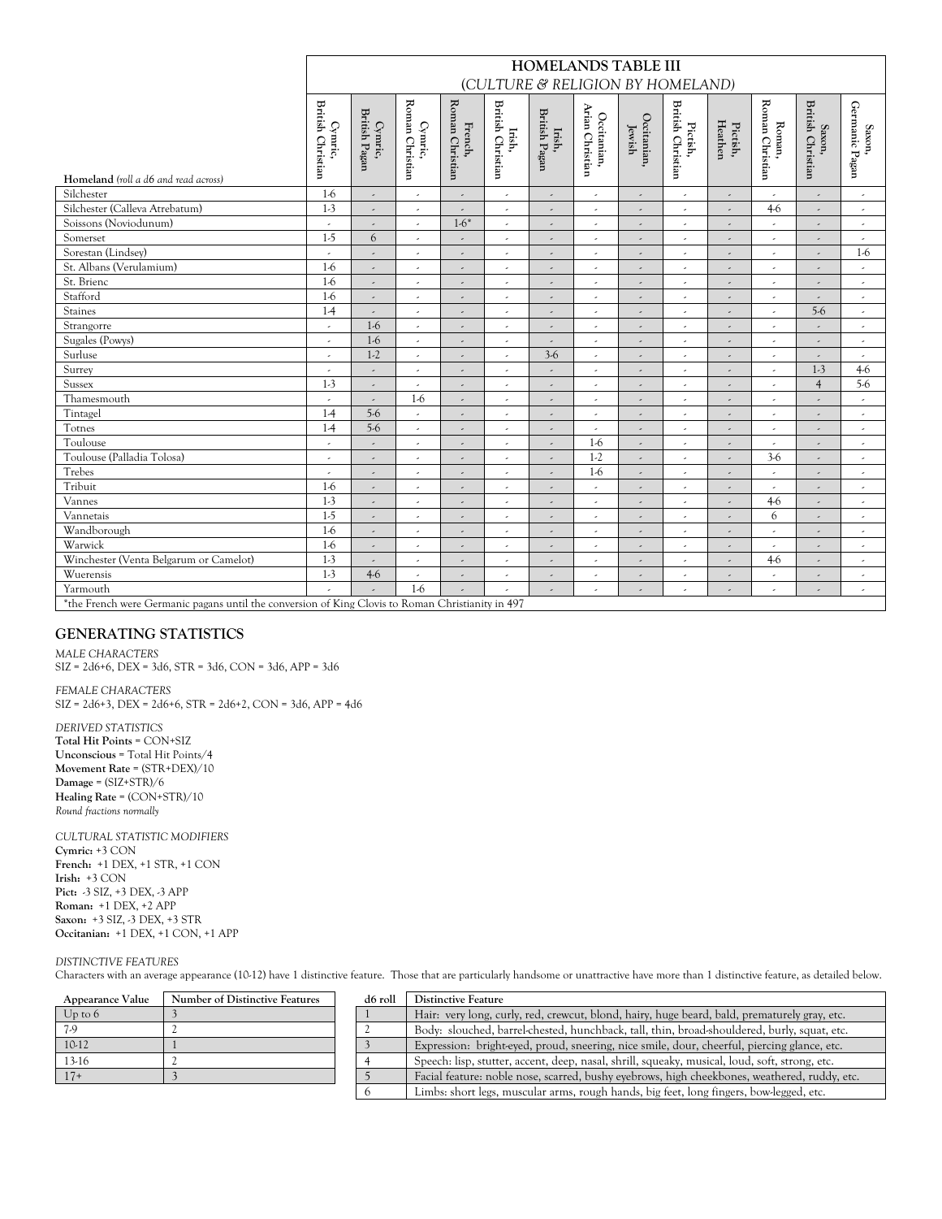| Homeland *(roll a d6 and read across)* | Cymric, British Christian | Cymric, British Pagan | Cymric, Roman Christian | French, Roman Christian | Irish, British Christian | Irish, British Pagan | Occitanian, Arian Christian | Occitanian, Jewish | Pictish, British Christian | Pictish, Heathen | Roman, Roman Christian | Saxon, British Christian | Saxon, Germanic Pagan |
|---|---|---|---|---|---|---|---|---|---|---|---|---|---|
| Silchester | 1-6 | - | - | - | - | - | - | - | - | - | - | - | - |
| Silchester (Calleva Atrebatum) | 1-3 | - | - | - | - | - | - | - | - | - | 4-6 | - | - |
| Soissons (Noviodunum) | - | - | - | 1-6* | - | - | - | - | - | - | - | - | - |
| Somerset | 1-5 | 6 | - | - | - | - | - | - | - | - | - | - | - |
| Sorestan (Lindsey) | - | - | - | - | - | - | - | - | - | - | - | - | 1-6 |
| St. Albans (Verulamium) | 1-6 | - | - | - | - | - | - | - | - | - | - | - | - |
| St. Brienc | 1-6 | - | - | - | - | - | - | - | - | - | - | - | - |
| Stafford | 1-6 | - | - | - | - | - | - | - | - | - | - | - | - |
| Staines | 1-4 | - | - | - | - | - | - | - | - | - | - | 5-6 | - |
| Strangorre | - | 1-6 | - | - | - | - | - | - | - | - | - | - | - |
| Sugales (Powys) | - | 1-6 | - | - | - | - | - | - | - | - | - | - | - |
| Surluse | - | 1-2 | - | - | - | 3-6 | - | - | - | - | - | - | - |
| Surrey | - | - | - | - | - | - | - | - | - | - | - | 1-3 | 4-6 |
| Sussex | 1-3 | - | - | - | - | - | - | - | - | - | - | 4 | 5-6 |
| Thamesmouth | - | - | 1-6 | - | - | - | - | - | - | - | - | - | - |
| Tintagel | 1-4 | 5-6 | - | - | - | - | - | - | - | - | - | - | - |
| Totnes | 1-4 | 5-6 | - | - | - | - | - | - | - | - | - | - | - |
| Toulouse | - | - | - | - | - | - | 1-6 | - | - | - | - | - | - |
| Toulouse (Palladia Tolosa) | - | - | - | - | - | - | 1-2 | - | - | - | 3-6 | - | - |
| Trebes | - | - | - | - | - | - | 1-6 | - | - | - | - | - | - |
| Tribuit | 1-6 | - | - | - | - | - | - | - | - | - | - | - | - |
| Vannes | 1-3 | - | - | - | - | - | - | - | - | - | 4-6 | - | - |
| Vannetais | 1-5 | - | - | - | - | - | - | - | - | - | 6 | - | - |
| Wandborough | 1-6 | - | - | - | - | - | - | - | - | - | - | - | - |
| Warwick | 1-6 | - | - | - | - | - | - | - | - | - | - | - | - |
| Winchester (Venta Belgarum or Camelot) | 1-3 | - | - | - | - | - | - | - | - | - | 4-6 | - | - |
| Wuerensis | 1-3 | 4-6 | - | - | - | - | - | - | - | - | - | - | - |
| Yarmouth | - | - | 1-6 | - | - | - | - | - | - | - | - | - | - |

Table title: **HOMELANDS TABLE III** (*CULTURE & RELIGION BY HOMELAND*)

*the French were Germanic pagans until the conversion of King Clovis to Roman Christianity in 497

## GENERATING STATISTICS

*MALE CHARACTERS*
SIZ = 2d6+6, DEX = 3d6, STR = 3d6, CON = 3d6, APP = 3d6

*FEMALE CHARACTERS*
SIZ = 2d6+3, DEX = 2d6+6, STR = 2d6+2, CON = 3d6, APP = 4d6

*DERIVED STATISTICS*
**Total Hit Points** = CON+SIZ
**Unconscious** = Total Hit Points/4
**Movement Rate** = (STR+DEX)/10
**Damage** = (SIZ+STR)/6
**Healing Rate** = (CON+STR)/10
*Round fractions normally*

*CULTURAL STATISTIC MODIFIERS*
**Cymric:** +3 CON
**French:** +1 DEX, +1 STR, +1 CON
**Irish:** +3 CON
**Pict:** -3 SIZ, +3 DEX, -3 APP
**Roman:** +1 DEX, +2 APP
**Saxon:** +3 SIZ, -3 DEX, +3 STR
**Occitanian:** +1 DEX, +1 CON, +1 APP

*DISTINCTIVE FEATURES*
Characters with an average appearance (10-12) have 1 distinctive feature. Those that are particularly handsome or unattractive have more than 1 distinctive feature, as detailed below.

| Appearance Value | Number of Distinctive Features |
|---|---|
| Up to 6 | 3 |
| 7-9 | 2 |
| 10-12 | 1 |
| 13-16 | 2 |
| 17+ | 3 |

| d6 roll | Distinctive Feature |
|---|---|
| 1 | Hair: very long, curly, red, crewcut, blond, hairy, huge beard, bald, prematurely gray, etc. |
| 2 | Body: slouched, barrel-chested, hunchback, tall, thin, broad-shouldered, burly, squat, etc. |
| 3 | Expression: bright-eyed, proud, sneering, nice smile, dour, cheerful, piercing glance, etc. |
| 4 | Speech: lisp, stutter, accent, deep, nasal, shrill, squeaky, musical, loud, soft, strong, etc. |
| 5 | Facial feature: noble nose, scarred, bushy eyebrows, high cheekbones, weathered, ruddy, etc. |
| 6 | Limbs: short legs, muscular arms, rough hands, big feet, long fingers, bow-legged, etc. |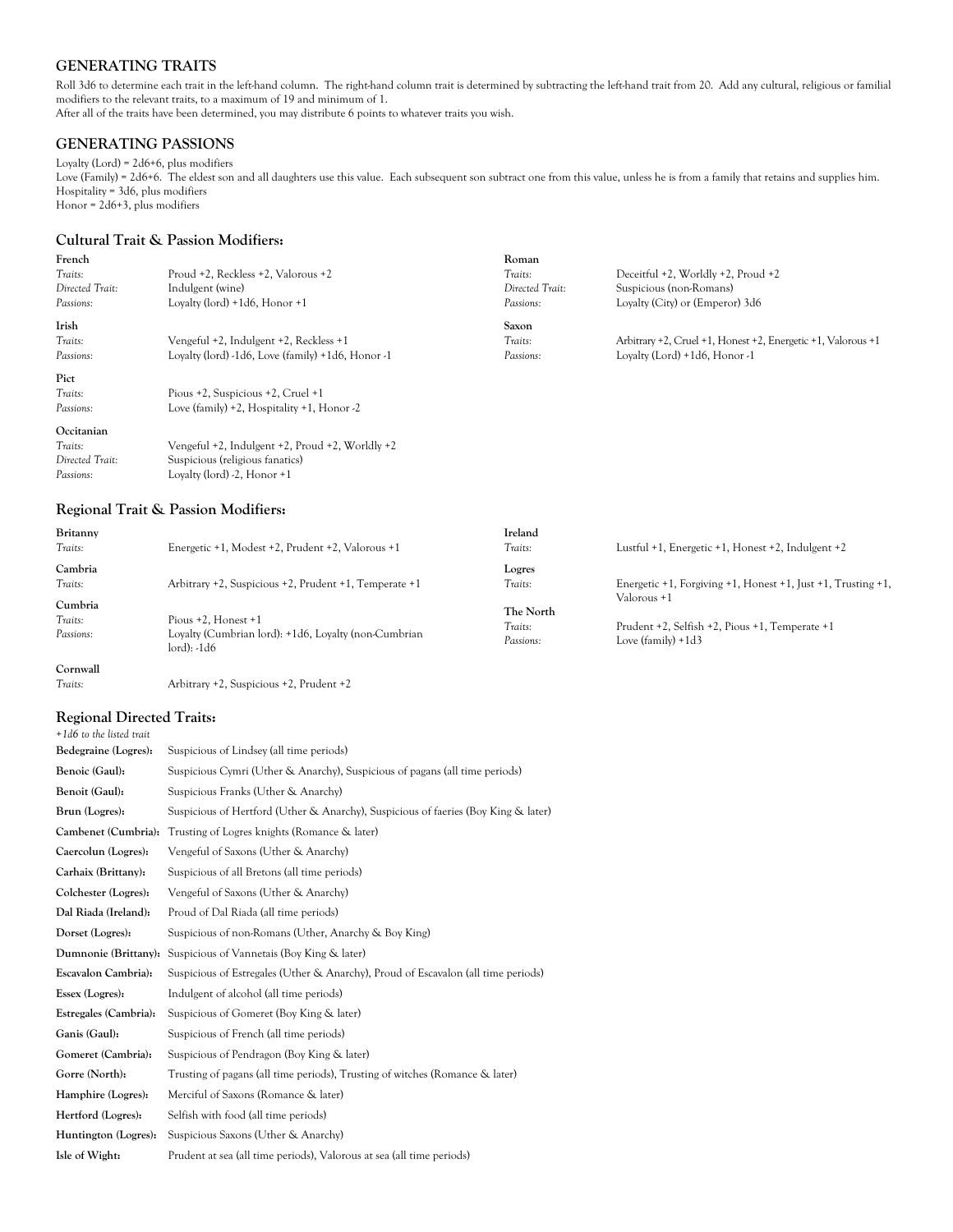## GENERATING TRAITS

Roll 3d6 to determine each trait in the left-hand column. The right-hand column trait is determined by subtracting the left-hand trait from 20. Add any cultural, religious or familial modifiers to the relevant traits, to a maximum of 19 and minimum of 1.

After all of the traits have been determined, you may distribute 6 points to whatever traits you wish.

## GENERATING PASSIONS

Loyalty (Lord) = 2d6+6, plus modifiers

Love (Family) = 2d6+6. The eldest son and all daughters use this value. Each subsequent son subtract one from this value, unless he is from a family that retains and supplies him.

Hospitality = 3d6, plus modifiers

Honor = 2d6+3, plus modifiers

### Cultural Trait & Passion Modifiers:

**French**

| | |
|---|---|
| *Traits:* | Proud +2, Reckless +2, Valorous +2 |
| *Directed Trait:* | Indulgent (wine) |
| *Passions:* | Loyalty (lord) +1d6, Honor +1 |

**Irish**

| | |
|---|---|
| *Traits:* | Vengeful +2, Indulgent +2, Reckless +1 |
| *Passions:* | Loyalty (lord) -1d6, Love (family) +1d6, Honor -1 |

**Pict**

| | |
|---|---|
| *Traits:* | Pious +2, Suspicious +2, Cruel +1 |
| *Passions:* | Love (family) +2, Hospitality +1, Honor -2 |

**Occitanian**

| | |
|---|---|
| *Traits:* | Vengeful +2, Indulgent +2, Proud +2, Worldly +2 |
| *Directed Trait:* | Suspicious (religious fanatics) |
| *Passions:* | Loyalty (lord) -2, Honor +1 |

**Roman**

| | |
|---|---|
| *Traits:* | Deceitful +2, Worldly +2, Proud +2 |
| *Directed Trait:* | Suspicious (non-Romans) |
| *Passions:* | Loyalty (City) or (Emperor) 3d6 |

**Saxon**

| | |
|---|---|
| *Traits:* | Arbitrary +2, Cruel +1, Honest +2, Energetic +1, Valorous +1 |
| *Passions:* | Loyalty (Lord) +1d6, Honor -1 |

### Regional Trait & Passion Modifiers:

**Britanny**

| | |
|---|---|
| *Traits:* | Energetic +1, Modest +2, Prudent +2, Valorous +1 |

**Cambria**

| | |
|---|---|
| *Traits:* | Arbitrary +2, Suspicious +2, Prudent +1, Temperate +1 |

**Cumbria**

| | |
|---|---|
| *Traits:* | Pious +2, Honest +1 |
| *Passions:* | Loyalty (Cumbrian lord): +1d6, Loyalty (non-Cumbrian lord): -1d6 |

**Cornwall**

| | |
|---|---|
| *Traits:* | Arbitrary +2, Suspicious +2, Prudent +2 |

**Ireland**

| | |
|---|---|
| *Traits:* | Lustful +1, Energetic +1, Honest +2, Indulgent +2 |

**Logres**

| | |
|---|---|
| *Traits:* | Energetic +1, Forgiving +1, Honest +1, Just +1, Trusting +1, Valorous +1 |

**The North**

| | |
|---|---|
| *Traits:* | Prudent +2, Selfish +2, Pious +1, Temperate +1 |
| *Passions:* | Love (family) +1d3 |

### Regional Directed Traits:

*+1d6 to the listed trait*

| | |
|---|---|
| **Bedegraine (Logres):** | Suspicious of Lindsey (all time periods) |
| **Benoic (Gaul):** | Suspicious Cymri (Uther & Anarchy), Suspicious of pagans (all time periods) |
| **Benoit (Gaul):** | Suspicious Franks (Uther & Anarchy) |
| **Brun (Logres):** | Suspicious of Hertford (Uther & Anarchy), Suspicious of faeries (Boy King & later) |
| **Cambenet (Cumbria):** | Trusting of Logres knights (Romance & later) |
| **Caercolun (Logres):** | Vengeful of Saxons (Uther & Anarchy) |
| **Carhaix (Brittany):** | Suspicious of all Bretons (all time periods) |
| **Colchester (Logres):** | Vengeful of Saxons (Uther & Anarchy) |
| **Dal Riada (Ireland):** | Proud of Dal Riada (all time periods) |
| **Dorset (Logres):** | Suspicious of non-Romans (Uther, Anarchy & Boy King) |
| **Dumnonie (Brittany):** | Suspicious of Vannetais (Boy King & later) |
| **Escavalon Cambria):** | Suspicious of Estregales (Uther & Anarchy), Proud of Escavalon (all time periods) |
| **Essex (Logres):** | Indulgent of alcohol (all time periods) |
| **Estregales (Cambria):** | Suspicious of Gomeret (Boy King & later) |
| **Ganis (Gaul):** | Suspicious of French (all time periods) |
| **Gomeret (Cambria):** | Suspicious of Pendragon (Boy King & later) |
| **Gorre (North):** | Trusting of pagans (all time periods), Trusting of witches (Romance & later) |
| **Hamphire (Logres):** | Merciful of Saxons (Romance & later) |
| **Hertford (Logres):** | Selfish with food (all time periods) |
| **Huntington (Logres):** | Suspicious Saxons (Uther & Anarchy) |
| **Isle of Wight:** | Prudent at sea (all time periods), Valorous at sea (all time periods) |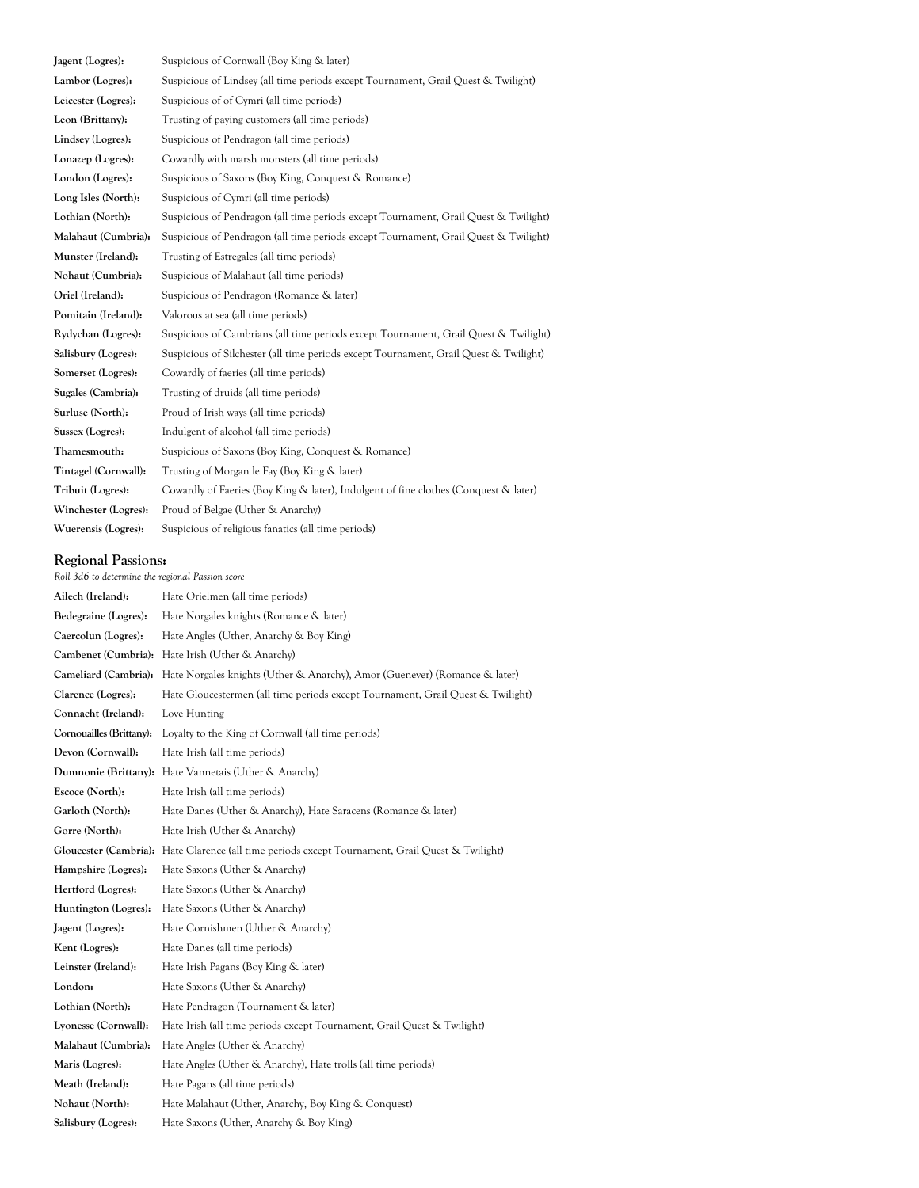**Jagent (Logres):** Suspicious of Cornwall (Boy King & later)
**Lambor (Logres):** Suspicious of Lindsey (all time periods except Tournament, Grail Quest & Twilight)
**Leicester (Logres):** Suspicious of of Cymri (all time periods)
**Leon (Brittany):** Trusting of paying customers (all time periods)
**Lindsey (Logres):** Suspicious of Pendragon (all time periods)
**Lonazep (Logres):** Cowardly with marsh monsters (all time periods)
**London (Logres):** Suspicious of Saxons (Boy King, Conquest & Romance)
**Long Isles (North):** Suspicious of Cymri (all time periods)
**Lothian (North):** Suspicious of Pendragon (all time periods except Tournament, Grail Quest & Twilight)
**Malahaut (Cumbria):** Suspicious of Pendragon (all time periods except Tournament, Grail Quest & Twilight)
**Munster (Ireland):** Trusting of Estregales (all time periods)
**Nohaut (Cumbria):** Suspicious of Malahaut (all time periods)
**Oriel (Ireland):** Suspicious of Pendragon (Romance & later)
**Pomitain (Ireland):** Valorous at sea (all time periods)
**Rydychan (Logres):** Suspicious of Cambrians (all time periods except Tournament, Grail Quest & Twilight)
**Salisbury (Logres):** Suspicious of Silchester (all time periods except Tournament, Grail Quest & Twilight)
**Somerset (Logres):** Cowardly of faeries (all time periods)
**Sugales (Cambria):** Trusting of druids (all time periods)
**Surluse (North):** Proud of Irish ways (all time periods)
**Sussex (Logres):** Indulgent of alcohol (all time periods)
**Thamesmouth:** Suspicious of Saxons (Boy King, Conquest & Romance)
**Tintagel (Cornwall):** Trusting of Morgan le Fay (Boy King & later)
**Tribuit (Logres):** Cowardly of Faeries (Boy King & later), Indulgent of fine clothes (Conquest & later)
**Winchester (Logres):** Proud of Belgae (Uther & Anarchy)
**Wuerensis (Logres):** Suspicious of religious fanatics (all time periods)

## Regional Passions:

*Roll 3d6 to determine the regional Passion score*

**Ailech (Ireland):** Hate Orielmen (all time periods)
**Bedegraine (Logres):** Hate Norgales knights (Romance & later)
**Caercolun (Logres):** Hate Angles (Uther, Anarchy & Boy King)
**Cambenet (Cumbria):** Hate Irish (Uther & Anarchy)
**Cameliard (Cumbria):** Hate Norgales knights (Uther & Anarchy), Amor (Guenever) (Romance & later)
**Clarence (Logres):** Hate Gloucestermen (all time periods except Tournament, Grail Quest & Twilight)
**Connacht (Ireland):** Love Hunting
**Cornouailles (Brittany):** Loyalty to the King of Cornwall (all time periods)
**Devon (Cornwall):** Hate Irish (all time periods)
**Dumnonie (Brittany):** Hate Vannetais (Uther & Anarchy)
**Escoce (North):** Hate Irish (all time periods)
**Garloth (North):** Hate Danes (Uther & Anarchy), Hate Saracens (Romance & later)
**Gorre (North):** Hate Irish (Uther & Anarchy)
**Gloucester (Cambria):** Hate Clarence (all time periods except Tournament, Grail Quest & Twilight)
**Hampshire (Logres):** Hate Saxons (Uther & Anarchy)
**Hertford (Logres):** Hate Saxons (Uther & Anarchy)
**Huntington (Logres):** Hate Saxons (Uther & Anarchy)
**Jagent (Logres):** Hate Cornishmen (Uther & Anarchy)
**Kent (Logres):** Hate Danes (all time periods)
**Leinster (Ireland):** Hate Irish Pagans (Boy King & later)
**London:** Hate Saxons (Uther & Anarchy)
**Lothian (North):** Hate Pendragon (Tournament & later)
**Lyonesse (Cornwall):** Hate Irish (all time periods except Tournament, Grail Quest & Twilight)
**Malahaut (Cumbria):** Hate Angles (Uther & Anarchy)
**Maris (Logres):** Hate Angles (Uther & Anarchy), Hate trolls (all time periods)
**Meath (Ireland):** Hate Pagans (all time periods)
**Nohaut (North):** Hate Malahaut (Uther, Anarchy, Boy King & Conquest)
**Salisbury (Logres):** Hate Saxons (Uther, Anarchy & Boy King)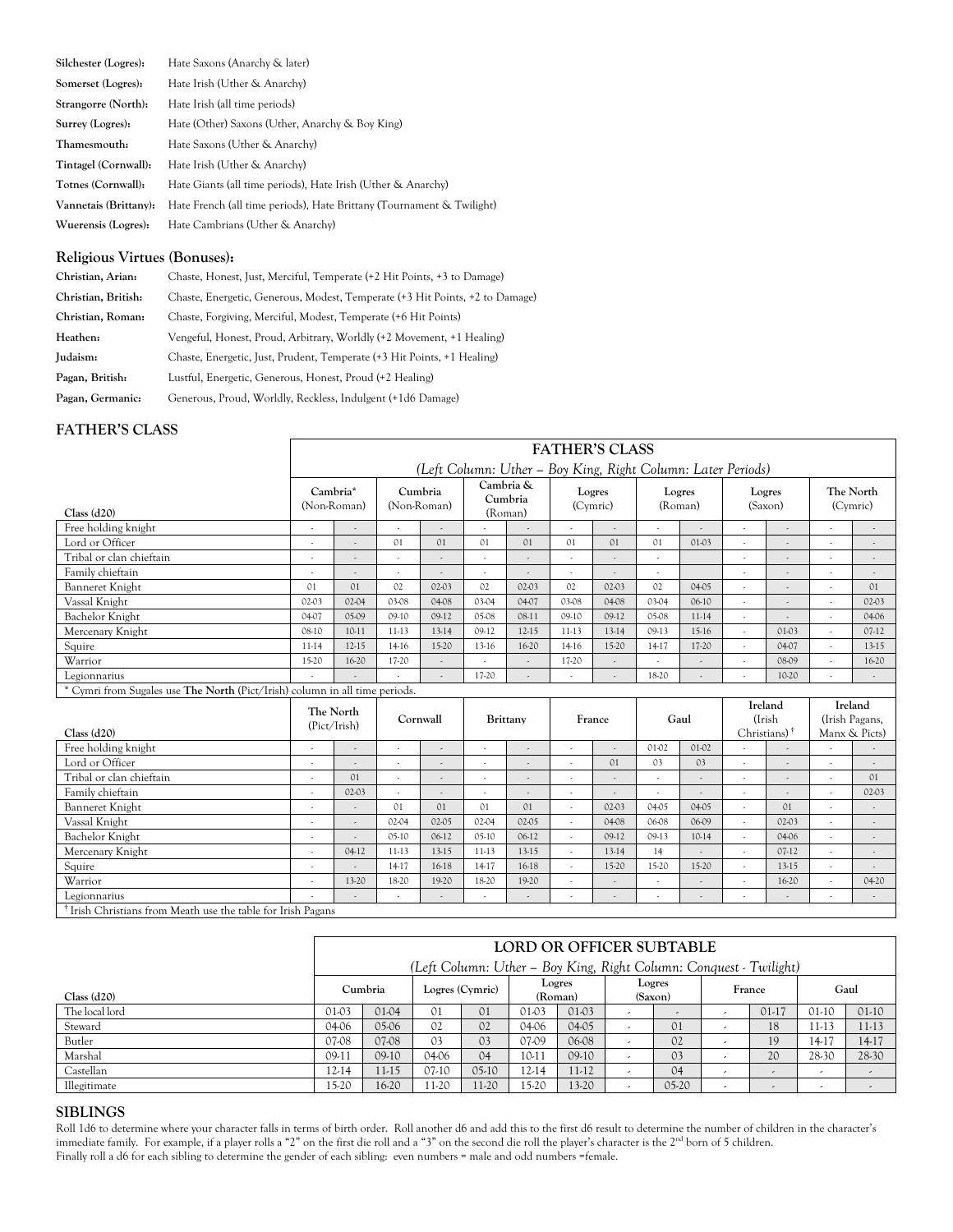| | |
|---|---|
| **Silchester (Logres):** | Hate Saxons (Anarchy & later) |
| **Somerset (Logres):** | Hate Irish (Uther & Anarchy) |
| **Strangorre (North):** | Hate Irish (all time periods) |
| **Surrey (Logres):** | Hate (Other) Saxons (Uther, Anarchy & Boy King) |
| **Thamesmouth:** | Hate Saxons (Uther & Anarchy) |
| **Tintagel (Cornwall):** | Hate Irish (Uther & Anarchy) |
| **Totnes (Cornwall):** | Hate Giants (all time periods), Hate Irish (Uther & Anarchy) |
| **Vannetais (Brittany):** | Hate French (all time periods), Hate Brittany (Tournament & Twilight) |
| **Wuerensis (Logres):** | Hate Cambrians (Uther & Anarchy) |

## Religious Virtues (Bonuses):

| | |
|---|---|
| **Christian, Arian:** | Chaste, Honest, Just, Merciful, Temperate (+2 Hit Points, +3 to Damage) |
| **Christian, British:** | Chaste, Energetic, Generous, Modest, Temperate (+3 Hit Points, +2 to Damage) |
| **Christian, Roman:** | Chaste, Forgiving, Merciful, Modest, Temperate (+6 Hit Points) |
| **Heathen:** | Vengeful, Honest, Proud, Arbitrary, Worldly (+2 Movement, +1 Healing) |
| **Judaism:** | Chaste, Energetic, Just, Prudent, Temperate (+3 Hit Points, +1 Healing) |
| **Pagan, British:** | Lustful, Energetic, Generous, Honest, Proud (+2 Healing) |
| **Pagan, Germanic:** | Generous, Proud, Worldly, Reckless, Indulgent (+1d6 Damage) |

## FATHER'S CLASS

**FATHER'S CLASS**

*(Left Column: Uther – Boy King, Right Column: Later Periods)*

| Class (d20) | Cambria* (Non-Roman) | | Cumbria (Non-Roman) | | Cambria & Cumbria (Roman) | | Logres (Cymric) | | Logres (Roman) | | Logres (Saxon) | | The North (Cymric) | |
|---|---|---|---|---|---|---|---|---|---|---|---|---|---|---|
| Free holding knight | - | - | - | - | - | - | - | - | - | - | - | - | - | - |
| Lord or Officer | - | - | 01 | 01 | 01 | 01 | 01 | 01 | 01 | 01-03 | - | - | - | - |
| Tribal or clan chieftain | - | - | - | - | - | - | - | - | - | | - | - | - | - |
| Family chieftain | - | - | - | - | - | - | - | - | - | | - | - | - | - |
| Banneret Knight | 01 | 01 | 02 | 02-03 | 02 | 02-03 | 02 | 02-03 | 02 | 04-05 | - | - | - | 01 |
| Vassal Knight | 02-03 | 02-04 | 03-08 | 04-08 | 03-04 | 04-07 | 03-08 | 04-08 | 03-04 | 06-10 | - | - | - | 02-03 |
| Bachelor Knight | 04-07 | 05-09 | 09-10 | 09-12 | 05-08 | 08-11 | 09-10 | 09-12 | 05-08 | 11-14 | - | - | - | 04-06 |
| Mercenary Knight | 08-10 | 10-11 | 11-13 | 13-14 | 09-12 | 12-15 | 11-13 | 13-14 | 09-13 | 15-16 | - | 01-03 | - | 07-12 |
| Squire | 11-14 | 12-15 | 14-16 | 15-20 | 13-16 | 16-20 | 14-16 | 15-20 | 14-17 | 17-20 | - | 04-07 | - | 13-15 |
| Warrior | 15-20 | 16-20 | 17-20 | - | - | - | 17-20 | - | - | - | - | 08-09 | - | 16-20 |
| Legionnarius | - | - | - | - | 17-20 | - | - | - | 18-20 | - | - | 10-20 | - | - |

\* Cymri from Sugales use **The North** (Pict/Irish) column in all time periods.

| Class (d20) | The North (Pict/Irish) | | Cornwall | | Brittany | | France | | Gaul | | Ireland (Irish Christians)† | | Ireland (Irish Pagans, Manx & Picts) | |
|---|---|---|---|---|---|---|---|---|---|---|---|---|---|---|
| Free holding knight | - | - | - | - | - | - | - | - | 01-02 | 01-02 | - | - | - | - |
| Lord or Officer | - | - | - | - | - | - | - | 01 | 03 | 03 | - | - | - | - |
| Tribal or clan chieftain | - | 01 | - | - | - | - | - | - | - | - | - | - | - | 01 |
| Family chieftain | - | 02-03 | - | - | - | - | - | - | - | - | - | - | - | 02-03 |
| Banneret Knight | - | - | 01 | 01 | 01 | 01 | - | 02-03 | 04-05 | 04-05 | - | 01 | - | - |
| Vassal Knight | - | - | 02-04 | 02-05 | 02-04 | 02-05 | - | 04-08 | 06-08 | 06-09 | - | 02-03 | - | - |
| Bachelor Knight | - | - | 05-10 | 06-12 | 05-10 | 06-12 | - | 09-12 | 09-13 | 10-14 | - | 04-06 | - | - |
| Mercenary Knight | - | 04-12 | 11-13 | 13-15 | 11-13 | 13-15 | - | 13-14 | 14 | - | - | 07-12 | - | - |
| Squire | - | - | 14-17 | 16-18 | 14-17 | 16-18 | - | 15-20 | 15-20 | 15-20 | - | 13-15 | - | - |
| Warrior | - | 13-20 | 18-20 | 19-20 | 18-20 | 19-20 | - | - | - | - | - | 16-20 | - | 04-20 |
| Legionnarius | - | - | - | - | - | - | - | - | - | - | - | - | - | - |

† Irish Christians from Meath use the table for Irish Pagans

**LORD OR OFFICER SUBTABLE**

*(Left Column: Uther – Boy King, Right Column: Conquest - Twilight)*

| Class (d20) | Cumbria | | Logres (Cymric) | | Logres (Roman) | | Logres (Saxon) | | France | | Gaul | |
|---|---|---|---|---|---|---|---|---|---|---|---|---|
| The local lord | 01-03 | 01-04 | 01 | 01 | 01-03 | 01-03 | - | - | - | 01-17 | 01-10 | 01-10 |
| Steward | 04-06 | 05-06 | 02 | 02 | 04-06 | 04-05 | - | 01 | - | 18 | 11-13 | 11-13 |
| Butler | 07-08 | 07-08 | 03 | 03 | 07-09 | 06-08 | - | 02 | - | 19 | 14-17 | 14-17 |
| Marshal | 09-11 | 09-10 | 04-06 | 04 | 10-11 | 09-10 | - | 03 | - | 20 | 28-30 | 28-30 |
| Castellan | 12-14 | 11-15 | 07-10 | 05-10 | 12-14 | 11-12 | - | 04 | - | - | - | - |
| Illegitimate | 15-20 | 16-20 | 11-20 | 11-20 | 15-20 | 13-20 | - | 05-20 | - | - | - | - |

## SIBLINGS

Roll 1d6 to determine where your character falls in terms of birth order. Roll another d6 and add this to the first d6 result to determine the number of children in the character's immediate family. For example, if a player rolls a "2" on the first die roll and a "3" on the second die roll the player's character is the 2nd born of 5 children.
Finally roll a d6 for each sibling to determine the gender of each sibling: even numbers = male and odd numbers =female.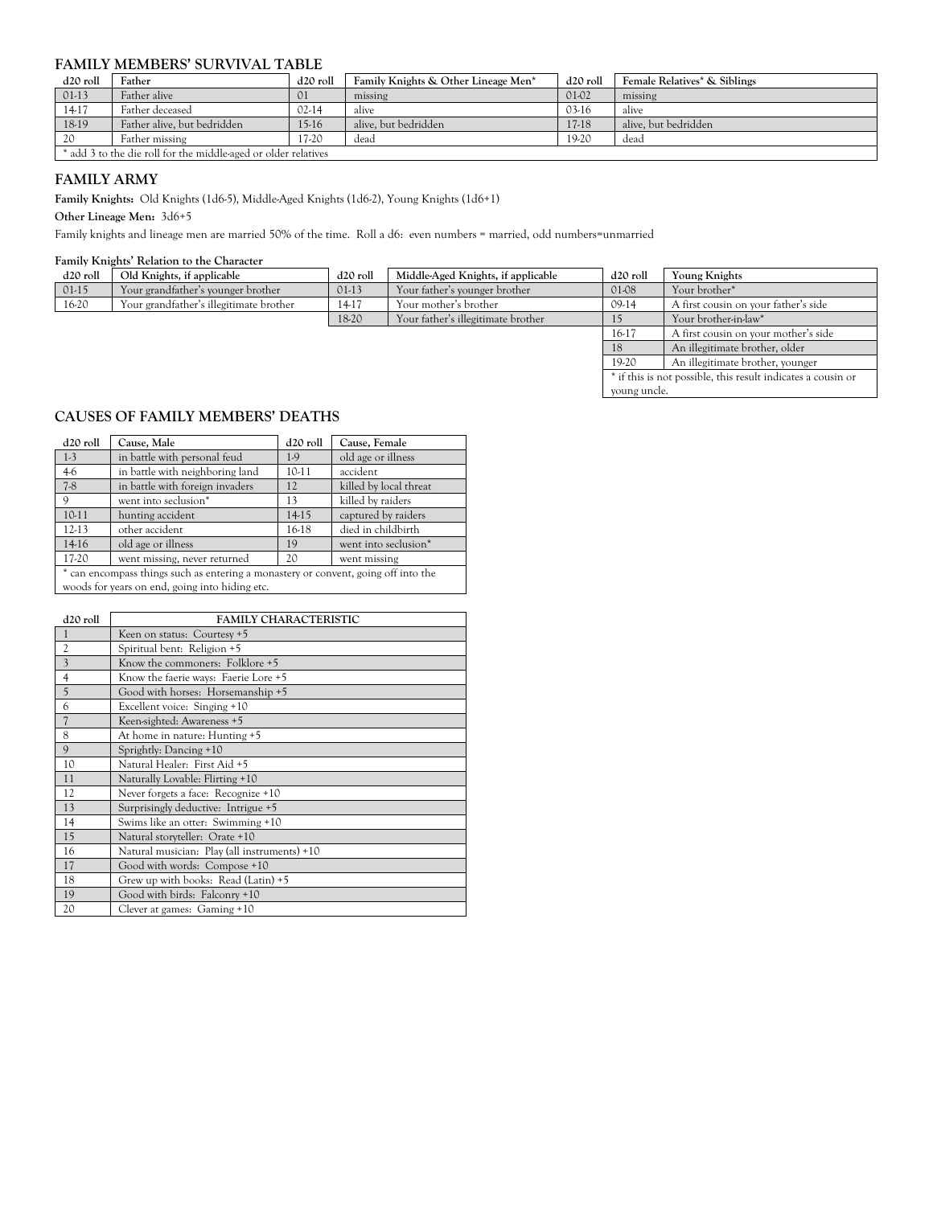## FAMILY MEMBERS' SURVIVAL TABLE

| d20 roll | Father | d20 roll | Family Knights & Other Lineage Men* | d20 roll | Female Relatives* & Siblings |
|---|---|---|---|---|---|
| 01-13 | Father alive | 01 | missing | 01-02 | missing |
| 14-17 | Father deceased | 02-14 | alive | 03-16 | alive |
| 18-19 | Father alive, but bedridden | 15-16 | alive, but bedridden | 17-18 | alive, but bedridden |
| 20 | Father missing | 17-20 | dead | 19-20 | dead |

\* add 3 to the die roll for the middle-aged or older relatives

## FAMILY ARMY

**Family Knights:** Old Knights (1d6-5), Middle-Aged Knights (1d6-2), Young Knights (1d6+1)

**Other Lineage Men:** 3d6+5

Family knights and lineage men are married 50% of the time. Roll a d6: even numbers = married, odd numbers=unmarried

**Family Knights' Relation to the Character**

| d20 roll | Old Knights, if applicable | d20 roll | Middle-Aged Knights, if applicable | d20 roll | Young Knights |
|---|---|---|---|---|---|
| 01-15 | Your grandfather's younger brother | 01-13 | Your father's younger brother | 01-08 | Your brother* |
| 16-20 | Your grandfather's illegitimate brother | 14-17 | Your mother's brother | 09-14 | A first cousin on your father's side |
| | | 18-20 | Your father's illegitimate brother | 15 | Your brother-in-law* |
| | | | | 16-17 | A first cousin on your mother's side |
| | | | | 18 | An illegitimate brother, older |
| | | | | 19-20 | An illegitimate brother, younger |

\* if this is not possible, this result indicates a cousin or young uncle.

## CAUSES OF FAMILY MEMBERS' DEATHS

| d20 roll | Cause, Male | d20 roll | Cause, Female |
|---|---|---|---|
| 1-3 | in battle with personal feud | 1-9 | old age or illness |
| 4-6 | in battle with neighboring land | 10-11 | accident |
| 7-8 | in battle with foreign invaders | 12 | killed by local threat |
| 9 | went into seclusion* | 13 | killed by raiders |
| 10-11 | hunting accident | 14-15 | captured by raiders |
| 12-13 | other accident | 16-18 | died in childbirth |
| 14-16 | old age or illness | 19 | went into seclusion* |
| 17-20 | went missing, never returned | 20 | went missing |

\* can encompass things such as entering a monastery or convent, going off into the woods for years on end, going into hiding etc.

| d20 roll | FAMILY CHARACTERISTIC |
|---|---|
| 1 | Keen on status: Courtesy +5 |
| 2 | Spiritual bent: Religion +5 |
| 3 | Know the commoners: Folklore +5 |
| 4 | Know the faerie ways: Faerie Lore +5 |
| 5 | Good with horses: Horsemanship +5 |
| 6 | Excellent voice: Singing +10 |
| 7 | Keen-sighted: Awareness +5 |
| 8 | At home in nature: Hunting +5 |
| 9 | Sprightly: Dancing +10 |
| 10 | Natural Healer: First Aid +5 |
| 11 | Naturally Lovable: Flirting +10 |
| 12 | Never forgets a face: Recognize +10 |
| 13 | Surprisingly deductive: Intrigue +5 |
| 14 | Swims like an otter: Swimming +10 |
| 15 | Natural storyteller: Orate +10 |
| 16 | Natural musician: Play (all instruments) +10 |
| 17 | Good with words: Compose +10 |
| 18 | Grew up with books: Read (Latin) +5 |
| 19 | Good with birds: Falconry +10 |
| 20 | Clever at games: Gaming +10 |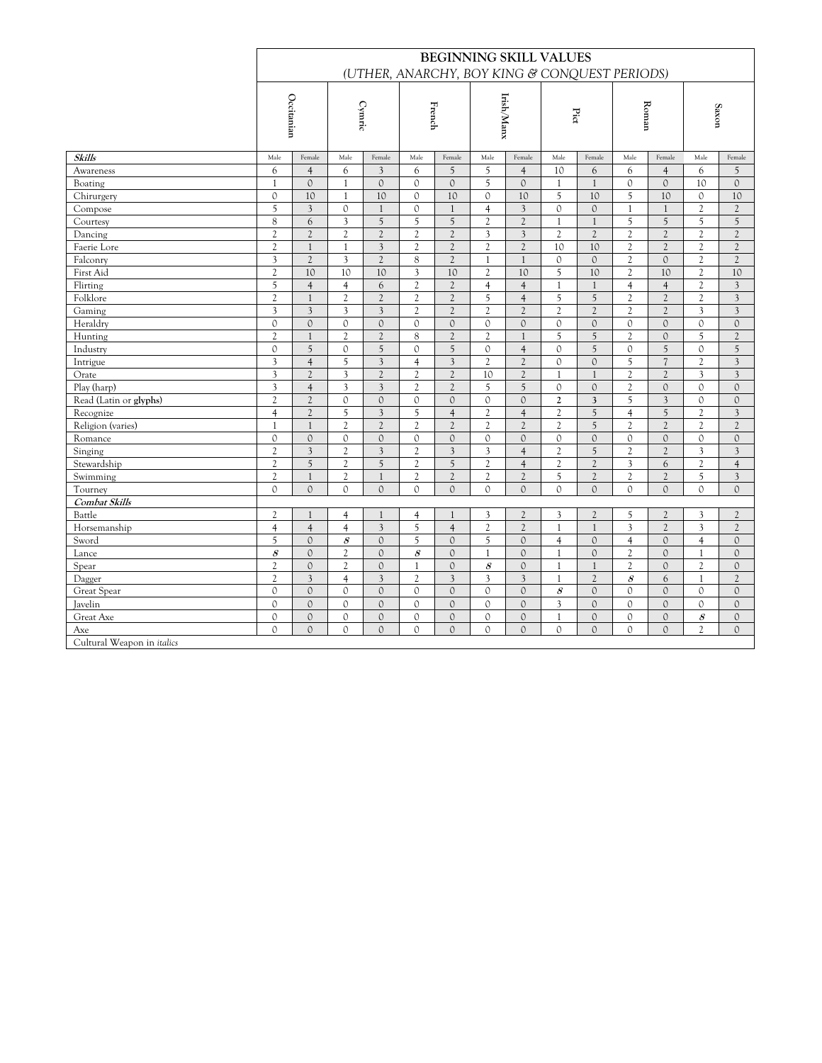# BEGINNING SKILL VALUES

*(UTHER, ANARCHY, BOY KING & CONQUEST PERIODS)*

| | Occitanian | | Cymric | | French | | Irish/Manx | | Pict | | Roman | | Saxon | |
|---|---|---|---|---|---|---|---|---|---|---|---|---|---|---|
| ***Skills*** | Male | Female | Male | Female | Male | Female | Male | Female | Male | Female | Male | Female | Male | Female |
| Awareness | 6 | 4 | 6 | 3 | 6 | 5 | 5 | 4 | 10 | 6 | 6 | 4 | 6 | 5 |
| Boating | 1 | 0 | 1 | 0 | 0 | 0 | 5 | 0 | 1 | 1 | 0 | 0 | 10 | 0 |
| Chirurgery | 0 | 10 | 1 | 10 | 0 | 10 | 0 | 10 | 5 | 10 | 5 | 10 | 0 | 10 |
| Compose | 5 | 3 | 0 | 1 | 0 | 1 | 4 | 3 | 0 | 0 | 1 | 1 | 2 | 2 |
| Courtesy | 8 | 6 | 3 | 5 | 5 | 5 | 2 | 2 | 1 | 1 | 5 | 5 | 5 | 5 |
| Dancing | 2 | 2 | 2 | 2 | 2 | 2 | 3 | 3 | 2 | 2 | 2 | 2 | 2 | 2 |
| Faerie Lore | 2 | 1 | 1 | 3 | 2 | 2 | 2 | 2 | 10 | 10 | 2 | 2 | 2 | 2 |
| Falconry | 3 | 2 | 3 | 2 | 8 | 2 | 1 | 1 | 0 | 0 | 2 | 0 | 2 | 2 |
| First Aid | 2 | 10 | 10 | 10 | 3 | 10 | 2 | 10 | 5 | 10 | 2 | 10 | 2 | 10 |
| Flirting | 5 | 4 | 4 | 6 | 2 | 2 | 4 | 4 | 1 | 1 | 4 | 4 | 2 | 3 |
| Folklore | 2 | 1 | 2 | 2 | 2 | 2 | 5 | 4 | 5 | 5 | 2 | 2 | 2 | 3 |
| Gaming | 3 | 3 | 3 | 3 | 2 | 2 | 2 | 2 | 2 | 2 | 2 | 2 | 3 | 3 |
| Heraldry | 0 | 0 | 0 | 0 | 0 | 0 | 0 | 0 | 0 | 0 | 0 | 0 | 0 | 0 |
| Hunting | 2 | 1 | 2 | 2 | 8 | 2 | 2 | 1 | 5 | 5 | 2 | 0 | 5 | 2 |
| Industry | 0 | 5 | 0 | 5 | 0 | 5 | 0 | 4 | 0 | 5 | 0 | 5 | 0 | 5 |
| Intrigue | 3 | 4 | 5 | 3 | 4 | 3 | 2 | 2 | 0 | 0 | 5 | 7 | 2 | 3 |
| Orate | 3 | 2 | 3 | 2 | 2 | 2 | 10 | 2 | 1 | 1 | 2 | 2 | 3 | 3 |
| Play (harp) | 3 | 4 | 3 | 3 | 2 | 2 | 5 | 5 | 0 | 0 | 2 | 0 | 0 | 0 |
| Read (Latin or **glyphs**) | 2 | 2 | 0 | 0 | 0 | 0 | 0 | 0 | **2** | **3** | 5 | 3 | 0 | 0 |
| Recognize | 4 | 2 | 5 | 3 | 5 | 4 | 2 | 4 | 2 | 5 | 4 | 5 | 2 | 3 |
| Religion (varies) | 1 | 1 | 2 | 2 | 2 | 2 | 2 | 2 | 2 | 5 | 2 | 2 | 2 | 2 |
| Romance | 0 | 0 | 0 | 0 | 0 | 0 | 0 | 0 | 0 | 0 | 0 | 0 | 0 | 0 |
| Singing | 2 | 3 | 2 | 3 | 2 | 3 | 3 | 4 | 2 | 5 | 2 | 2 | 3 | 3 |
| Stewardship | 2 | 5 | 2 | 5 | 2 | 5 | 2 | 4 | 2 | 2 | 3 | 6 | 2 | 4 |
| Swimming | 2 | 1 | 2 | 1 | 2 | 2 | 2 | 2 | 5 | 2 | 2 | 2 | 5 | 3 |
| Tourney | 0 | 0 | 0 | 0 | 0 | 0 | 0 | 0 | 0 | 0 | 0 | 0 | 0 | 0 |
| ***Combat Skills*** | | | | | | | | | | | | | | |
| Battle | 2 | 1 | 4 | 1 | 4 | 1 | 3 | 2 | 3 | 2 | 5 | 2 | 3 | 2 |
| Horsemanship | 4 | 4 | 4 | 3 | 5 | 4 | 2 | 2 | 1 | 1 | 3 | 2 | 3 | 2 |
| Sword | 5 | 0 | *8* | 0 | 5 | 0 | 5 | 0 | 4 | 0 | 4 | 0 | 4 | 0 |
| Lance | *8* | 0 | 2 | 0 | *8* | 0 | 1 | 0 | 1 | 0 | 2 | 0 | 1 | 0 |
| Spear | 2 | 0 | 2 | 0 | 1 | 0 | *8* | 0 | 1 | 1 | 2 | 0 | 2 | 0 |
| Dagger | 2 | 3 | 4 | 3 | 2 | 3 | 3 | 3 | 1 | 2 | *8* | 6 | 1 | 2 |
| Great Spear | 0 | 0 | 0 | 0 | 0 | 0 | 0 | 0 | *8* | 0 | 0 | 0 | 0 | 0 |
| Javelin | 0 | 0 | 0 | 0 | 0 | 0 | 0 | 0 | 3 | 0 | 0 | 0 | 0 | 0 |
| Great Axe | 0 | 0 | 0 | 0 | 0 | 0 | 0 | 0 | 1 | 0 | 0 | 0 | *8* | 0 |
| Axe | 0 | 0 | 0 | 0 | 0 | 0 | 0 | 0 | 0 | 0 | 0 | 0 | 2 | 0 |
| Cultural Weapon in *italics* | | | | | | | | | | | | | | |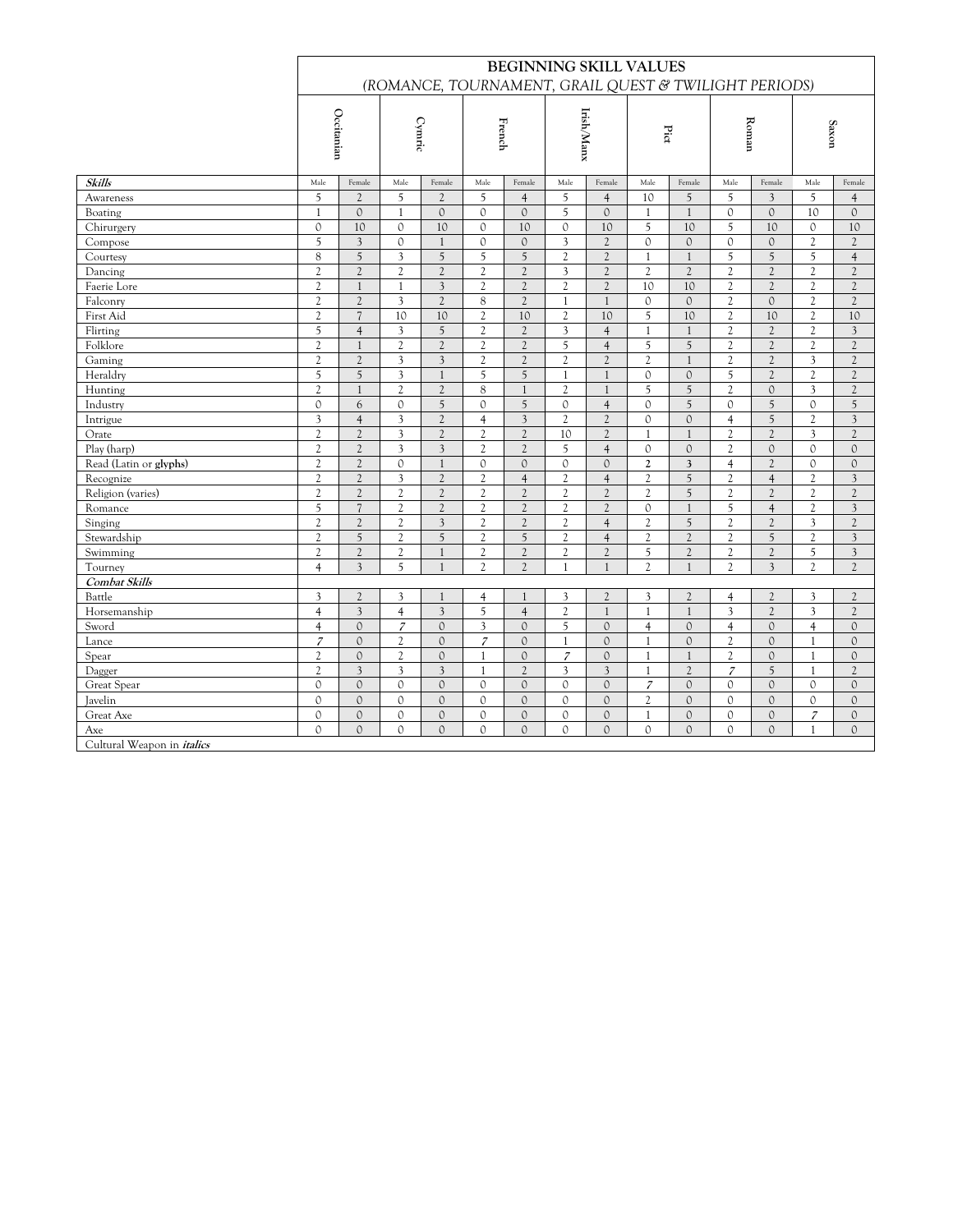| | **BEGINNING SKILL VALUES** *(ROMANCE, TOURNAMENT, GRAIL QUEST & TWILIGHT PERIODS)* | | | | | | | | | | | | | |
|---|---|---|---|---|---|---|---|---|---|---|---|---|---|---|
| | **Occitanian** | | **Cymric** | | **French** | | **Irish/Manx** | | **Pict** | | **Roman** | | **Saxon** | |
| ***Skills*** | Male | Female | Male | Female | Male | Female | Male | Female | Male | Female | Male | Female | Male | Female |
| Awareness | 5 | 2 | 5 | 2 | 5 | 4 | 5 | 4 | 10 | 5 | 5 | 3 | 5 | 4 |
| Boating | 1 | 0 | 1 | 0 | 0 | 0 | 5 | 0 | 1 | 1 | 0 | 0 | 10 | 0 |
| Chirurgery | 0 | 10 | 0 | 10 | 0 | 10 | 0 | 10 | 5 | 10 | 5 | 10 | 0 | 10 |
| Compose | 5 | 3 | 0 | 1 | 0 | 0 | 3 | 2 | 0 | 0 | 0 | 0 | 2 | 2 |
| Courtesy | 8 | 5 | 3 | 5 | 5 | 5 | 2 | 2 | 1 | 1 | 5 | 5 | 5 | 4 |
| Dancing | 2 | 2 | 2 | 2 | 2 | 2 | 3 | 2 | 2 | 2 | 2 | 2 | 2 | 2 |
| Faerie Lore | 2 | 1 | 1 | 3 | 2 | 2 | 2 | 2 | 10 | 10 | 2 | 2 | 2 | 2 |
| Falconry | 2 | 2 | 3 | 2 | 8 | 2 | 1 | 1 | 0 | 0 | 2 | 0 | 2 | 2 |
| First Aid | 2 | 7 | 10 | 10 | 2 | 10 | 2 | 10 | 5 | 10 | 2 | 10 | 2 | 10 |
| Flirting | 5 | 4 | 3 | 5 | 2 | 2 | 3 | 4 | 1 | 1 | 2 | 2 | 2 | 3 |
| Folklore | 2 | 1 | 2 | 2 | 2 | 2 | 5 | 4 | 5 | 5 | 2 | 2 | 2 | 2 |
| Gaming | 2 | 2 | 3 | 3 | 2 | 2 | 2 | 2 | 2 | 1 | 2 | 2 | 3 | 2 |
| Heraldry | 5 | 5 | 3 | 1 | 5 | 5 | 1 | 1 | 0 | 0 | 5 | 2 | 2 | 2 |
| Hunting | 2 | 1 | 2 | 2 | 8 | 1 | 2 | 1 | 5 | 5 | 2 | 0 | 3 | 2 |
| Industry | 0 | 6 | 0 | 5 | 0 | 5 | 0 | 4 | 0 | 5 | 0 | 5 | 0 | 5 |
| Intrigue | 3 | 4 | 3 | 2 | 4 | 3 | 2 | 2 | 0 | 0 | 4 | 5 | 2 | 3 |
| Orate | 2 | 2 | 3 | 2 | 2 | 2 | 10 | 2 | 1 | 1 | 2 | 2 | 3 | 2 |
| Play (harp) | 2 | 2 | 3 | 3 | 2 | 2 | 5 | 4 | 0 | 0 | 2 | 0 | 0 | 0 |
| Read (Latin or **glyphs**) | 2 | 2 | 0 | 1 | 0 | 0 | 0 | 0 | **2** | **3** | 4 | 2 | 0 | 0 |
| Recognize | 2 | 2 | 3 | 2 | 2 | 4 | 2 | 4 | 2 | 5 | 2 | 4 | 2 | 3 |
| Religion (varies) | 2 | 2 | 2 | 2 | 2 | 2 | 2 | 2 | 2 | 5 | 2 | 2 | 2 | 2 |
| Romance | 5 | 7 | 2 | 2 | 2 | 2 | 2 | 2 | 0 | 1 | 5 | 4 | 2 | 3 |
| Singing | 2 | 2 | 2 | 3 | 2 | 2 | 2 | 4 | 2 | 5 | 2 | 2 | 3 | 2 |
| Stewardship | 2 | 5 | 2 | 5 | 2 | 5 | 2 | 4 | 2 | 2 | 2 | 5 | 2 | 3 |
| Swimming | 2 | 2 | 2 | 1 | 2 | 2 | 2 | 2 | 5 | 2 | 2 | 2 | 5 | 3 |
| Tourney | 4 | 3 | 5 | 1 | 2 | 2 | 1 | 1 | 2 | 1 | 2 | 3 | 2 | 2 |
| ***Combat Skills*** | | | | | | | | | | | | | | |
| Battle | 3 | 2 | 3 | 1 | 4 | 1 | 3 | 2 | 3 | 2 | 4 | 2 | 3 | 2 |
| Horsemanship | 4 | 3 | 4 | 3 | 5 | 4 | 2 | 1 | 1 | 1 | 3 | 2 | 3 | 2 |
| Sword | 4 | 0 | *7* | 0 | 3 | 0 | 5 | 0 | 4 | 0 | 4 | 0 | 4 | 0 |
| Lance | *7* | 0 | 2 | 0 | *7* | 0 | 1 | 0 | 1 | 0 | 2 | 0 | 1 | 0 |
| Spear | 2 | 0 | 2 | 0 | 1 | 0 | *7* | 0 | 1 | 1 | 2 | 0 | 1 | 0 |
| Dagger | 2 | 3 | 3 | 3 | 1 | 2 | 3 | 3 | 1 | 2 | *7* | 5 | 1 | 2 |
| Great Spear | 0 | 0 | 0 | 0 | 0 | 0 | 0 | 0 | *7* | 0 | 0 | 0 | 0 | 0 |
| Javelin | 0 | 0 | 0 | 0 | 0 | 0 | 0 | 0 | 2 | 0 | 0 | 0 | 0 | 0 |
| Great Axe | 0 | 0 | 0 | 0 | 0 | 0 | 0 | 0 | 1 | 0 | 0 | 0 | *7* | 0 |
| Axe | 0 | 0 | 0 | 0 | 0 | 0 | 0 | 0 | 0 | 0 | 0 | 0 | 1 | 0 |
| Cultural Weapon in ***italics*** | | | | | | | | | | | | | | |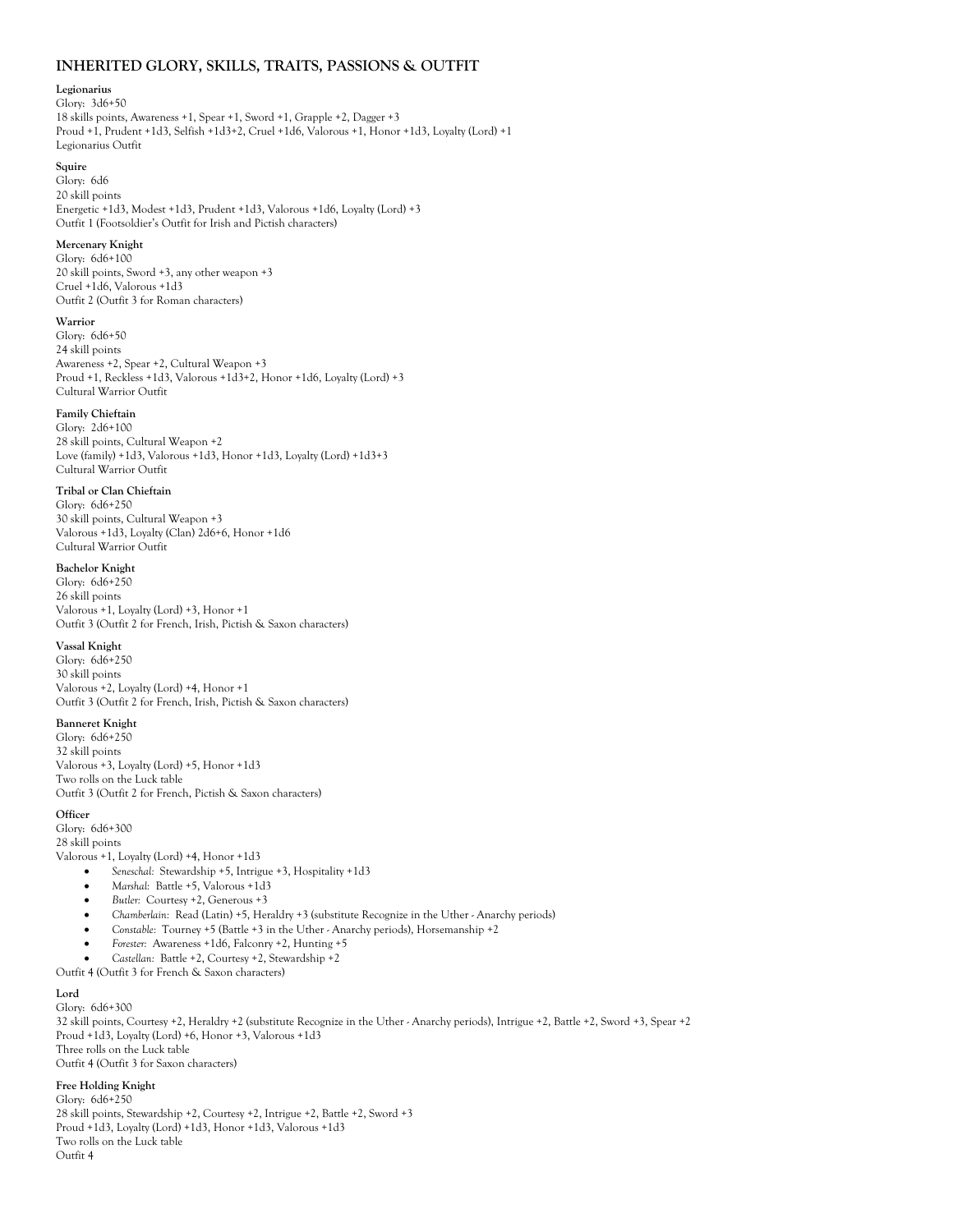## INHERITED GLORY, SKILLS, TRAITS, PASSIONS & OUTFIT

**Legionarius**
Glory: 3d6+50
18 skills points, Awareness +1, Spear +1, Sword +1, Grapple +2, Dagger +3
Proud +1, Prudent +1d3, Selfish +1d3+2, Cruel +1d6, Valorous +1, Honor +1d3, Loyalty (Lord) +1
Legionarius Outfit

**Squire**
Glory: 6d6
20 skill points
Energetic +1d3, Modest +1d3, Prudent +1d3, Valorous +1d6, Loyalty (Lord) +3
Outfit 1 (Footsoldier's Outfit for Irish and Pictish characters)

**Mercenary Knight**
Glory: 6d6+100
20 skill points, Sword +3, any other weapon +3
Cruel +1d6, Valorous +1d3
Outfit 2 (Outfit 3 for Roman characters)

**Warrior**
Glory: 6d6+50
24 skill points
Awareness +2, Spear +2, Cultural Weapon +3
Proud +1, Reckless +1d3, Valorous +1d3+2, Honor +1d6, Loyalty (Lord) +3
Cultural Warrior Outfit

**Family Chieftain**
Glory: 2d6+100
28 skill points, Cultural Weapon +2
Love (family) +1d3, Valorous +1d3, Honor +1d3, Loyalty (Lord) +1d3+3
Cultural Warrior Outfit

**Tribal or Clan Chieftain**
Glory: 6d6+250
30 skill points, Cultural Weapon +3
Valorous +1d3, Loyalty (Clan) 2d6+6, Honor +1d6
Cultural Warrior Outfit

**Bachelor Knight**
Glory: 6d6+250
26 skill points
Valorous +1, Loyalty (Lord) +3, Honor +1
Outfit 3 (Outfit 2 for French, Irish, Pictish & Saxon characters)

**Vassal Knight**
Glory: 6d6+250
30 skill points
Valorous +2, Loyalty (Lord) +4, Honor +1
Outfit 3 (Outfit 2 for French, Irish, Pictish & Saxon characters)

**Banneret Knight**
Glory: 6d6+250
32 skill points
Valorous +3, Loyalty (Lord) +5, Honor +1d3
Two rolls on the Luck table
Outfit 3 (Outfit 2 for French, Pictish & Saxon characters)

**Officer**
Glory: 6d6+300
28 skill points
Valorous +1, Loyalty (Lord) +4, Honor +1d3

- *Seneschal:* Stewardship +5, Intrigue +3, Hospitality +1d3
- *Marshal:* Battle +5, Valorous +1d3
- *Butler:* Courtesy +2, Generous +3
- *Chamberlain:* Read (Latin) +5, Heraldry +3 (substitute Recognize in the Uther - Anarchy periods)
- *Constable:* Tourney +5 (Battle +3 in the Uther - Anarchy periods), Horsemanship +2
- *Forester:* Awareness +1d6, Falconry +2, Hunting +5
- *Castellan:* Battle +2, Courtesy +2, Stewardship +2

Outfit 4 (Outfit 3 for French & Saxon characters)

**Lord**
Glory: 6d6+300
32 skill points, Courtesy +2, Heraldry +2 (substitute Recognize in the Uther - Anarchy periods), Intrigue +2, Battle +2, Sword +3, Spear +2
Proud +1d3, Loyalty (Lord) +6, Honor +3, Valorous +1d3
Three rolls on the Luck table
Outfit 4 (Outfit 3 for Saxon characters)

**Free Holding Knight**
Glory: 6d6+250
28 skill points, Stewardship +2, Courtesy +2, Intrigue +2, Battle +2, Sword +3
Proud +1d3, Loyalty (Lord) +1d3, Honor +1d3, Valorous +1d3
Two rolls on the Luck table
Outfit 4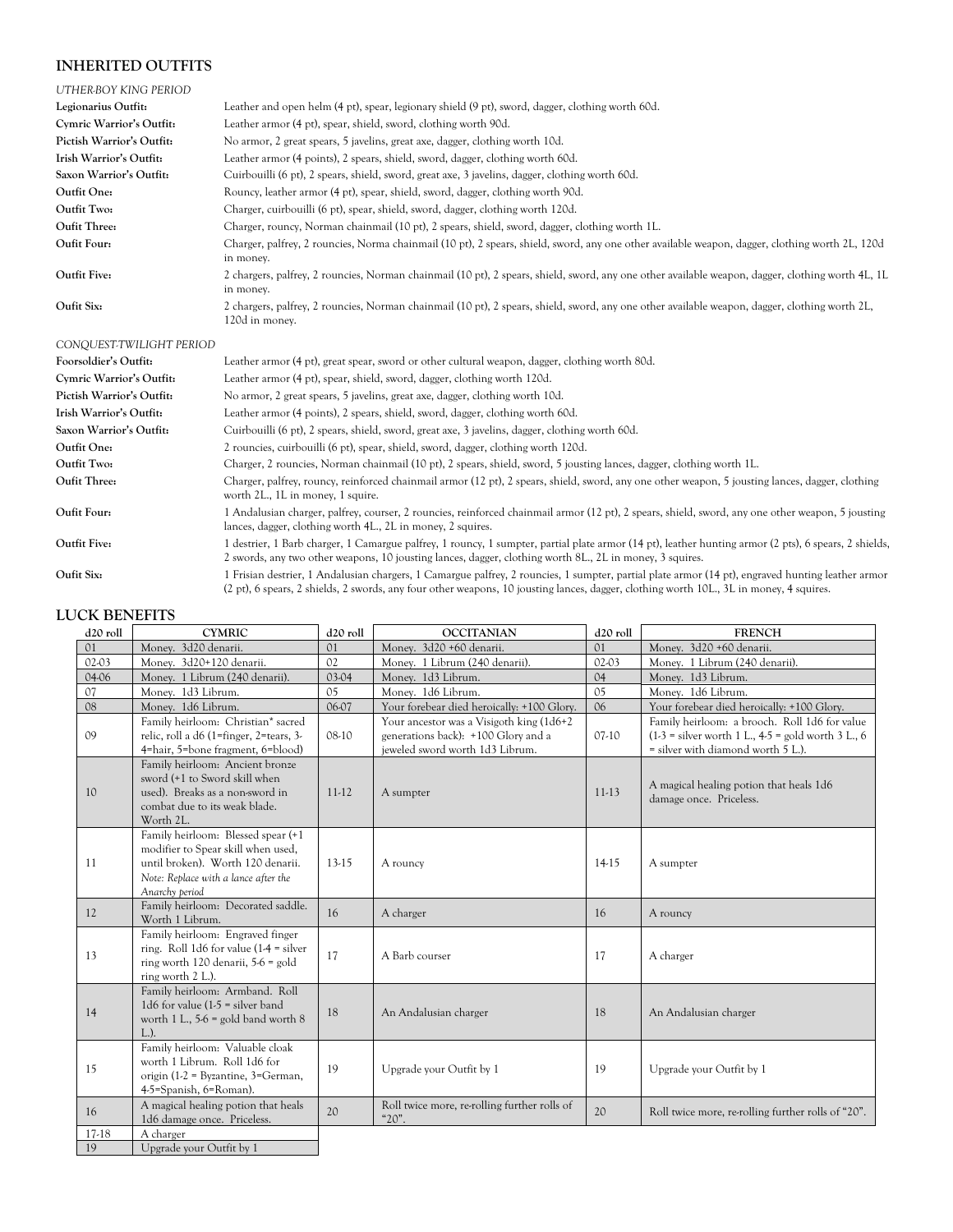## INHERITED OUTFITS

*UTHER-BOY KING PERIOD*

| | |
|---|---|
| **Legionarius Outfit:** | Leather and open helm (4 pt), spear, legionary shield (9 pt), sword, dagger, clothing worth 60d. |
| **Cymric Warrior's Outfit:** | Leather armor (4 pt), spear, shield, sword, clothing worth 90d. |
| **Pictish Warrior's Outfit:** | No armor, 2 great spears, 5 javelins, great axe, dagger, clothing worth 10d. |
| **Irish Warrior's Outfit:** | Leather armor (4 points), 2 spears, shield, sword, dagger, clothing worth 60d. |
| **Saxon Warrior's Outfit:** | Cuirbouilli (6 pt), 2 spears, shield, sword, great axe, 3 javelins, dagger, clothing worth 60d. |
| **Outfit One:** | Rouncy, leather armor (4 pt), spear, shield, sword, dagger, clothing worth 90d. |
| **Outfit Two:** | Charger, cuirbouilli (6 pt), spear, shield, sword, dagger, clothing worth 120d. |
| **Oufit Three:** | Charger, rouncy, Norman chainmail (10 pt), 2 spears, shield, sword, dagger, clothing worth 1L. |
| **Oufit Four:** | Charger, palfrey, 2 rouncies, Norma chainmail (10 pt), 2 spears, shield, sword, any one other available weapon, dagger, clothing worth 2L, 120d in money. |
| **Outfit Five:** | 2 chargers, palfrey, 2 rouncies, Norman chainmail (10 pt), 2 spears, shield, sword, any one other available weapon, dagger, clothing worth 4L, 1L in money. |
| **Oufit Six:** | 2 chargers, palfrey, 2 rouncies, Norman chainmail (10 pt), 2 spears, shield, sword, any one other available weapon, dagger, clothing worth 2L, 120d in money. |

*CONQUEST-TWILIGHT PERIOD*

| | |
|---|---|
| **Foorsoldier's Outfit:** | Leather armor (4 pt), great spear, sword or other cultural weapon, dagger, clothing worth 80d. |
| **Cymric Warrior's Outfit:** | Leather armor (4 pt), spear, shield, sword, dagger, clothing worth 120d. |
| **Pictish Warrior's Outfit:** | No armor, 2 great spears, 5 javelins, great axe, dagger, clothing worth 10d. |
| **Irish Warrior's Outfit:** | Leather armor (4 points), 2 spears, shield, sword, dagger, clothing worth 60d. |
| **Saxon Warrior's Outfit:** | Cuirbouilli (6 pt), 2 spears, shield, sword, great axe, 3 javelins, dagger, clothing worth 60d. |
| **Outfit One:** | 2 rouncies, cuirbouilli (6 pt), spear, shield, sword, dagger, clothing worth 120d. |
| **Outfit Two:** | Charger, 2 rouncies, Norman chainmail (10 pt), 2 spears, shield, sword, 5 jousting lances, dagger, clothing worth 1L. |
| **Oufit Three:** | Charger, palfrey, rouncy, reinforced chainmail armor (12 pt), 2 spears, shield, sword, any one other weapon, 5 jousting lances, dagger, clothing worth 2L., 1L in money, 1 squire. |
| **Oufit Four:** | 1 Andalusian charger, palfrey, courser, 2 rouncies, reinforced chainmail armor (12 pt), 2 spears, shield, sword, any one other weapon, 5 jousting lances, dagger, clothing worth 4L., 2L in money, 2 squires. |
| **Outfit Five:** | 1 destrier, 1 Barb charger, 1 Camargue palfrey, 1 rouncy, 1 sumpter, partial plate armor (14 pt), leather hunting armor (2 pts), 6 spears, 2 shields, 2 swords, any two other weapons, 10 jousting lances, dagger, clothing worth 8L., 2L in money, 3 squires. |
| **Oufit Six:** | 1 Frisian destrier, 1 Andalusian chargers, 1 Camargue palfrey, 2 rouncies, 1 sumpter, partial plate armor (14 pt), engraved hunting leather armor (2 pt), 6 spears, 2 shields, 2 swords, any four other weapons, 10 jousting lances, dagger, clothing worth 10L., 3L in money, 4 squires. |

## LUCK BENEFITS

| d20 roll | CYMRIC | d20 roll | OCCITANIAN | d20 roll | FRENCH |
|---|---|---|---|---|---|
| 01 | Money. 3d20 denarii. | 01 | Money. 3d20 +60 denarii. | 01 | Money. 3d20 +60 denarii. |
| 02-03 | Money. 3d20+120 denarii. | 02 | Money. 1 Librum (240 denarii). | 02-03 | Money. 1 Librum (240 denarii). |
| 04-06 | Money. 1 Librum (240 denarii). | 03-04 | Money. 1d3 Librum. | 04 | Money. 1d3 Librum. |
| 07 | Money. 1d3 Librum. | 05 | Money. 1d6 Librum. | 05 | Money. 1d6 Librum. |
| 08 | Money. 1d6 Librum. | 06-07 | Your forebear died heroically: +100 Glory. | 06 | Your forebear died heroically: +100 Glory. |
| 09 | Family heirloom: Christian* sacred relic, roll a d6 (1=finger, 2=tears, 3-4=hair, 5=bone fragment, 6=blood) | 08-10 | Your ancestor was a Visigoth king (1d6+2 generations back): +100 Glory and a jeweled sword worth 1d3 Librum. | 07-10 | Family heirloom: a brooch. Roll 1d6 for value (1-3 = silver worth 1 L., 4-5 = gold worth 3 L., 6 = silver with diamond worth 5 L.). |
| 10 | Family heirloom: Ancient bronze sword (+1 to Sword skill when used). Breaks as a non-sword in combat due to its weak blade. Worth 2L. | 11-12 | A sumpter | 11-13 | A magical healing potion that heals 1d6 damage once. Priceless. |
| 11 | Family heirloom: Blessed spear (+1 modifier to Spear skill when used, until broken). Worth 120 denarii. *Note: Replace with a lance after the Anarchy period* | 13-15 | A rouncy | 14-15 | A sumpter |
| 12 | Family heirloom: Decorated saddle. Worth 1 Librum. | 16 | A charger | 16 | A rouncy |
| 13 | Family heirloom: Engraved finger ring. Roll 1d6 for value (1-4 = silver ring worth 120 denarii, 5-6 = gold ring worth 2 L.). | 17 | A Barb courser | 17 | A charger |
| 14 | Family heirloom: Armband. Roll 1d6 for value (1-5 = silver band worth 1 L., 5-6 = gold band worth 8 L.). | 18 | An Andalusian charger | 18 | An Andalusian charger |
| 15 | Family heirloom: Valuable cloak worth 1 Librum. Roll 1d6 for origin (1-2 = Byzantine, 3=German, 4-5=Spanish, 6=Roman). | 19 | Upgrade your Outfit by 1 | 19 | Upgrade your Outfit by 1 |
| 16 | A magical healing potion that heals 1d6 damage once. Priceless. | 20 | Roll twice more, re-rolling further rolls of "20". | 20 | Roll twice more, re-rolling further rolls of "20". |
| 17-18 | A charger | | | | |
| 19 | Upgrade your Outfit by 1 | | | | |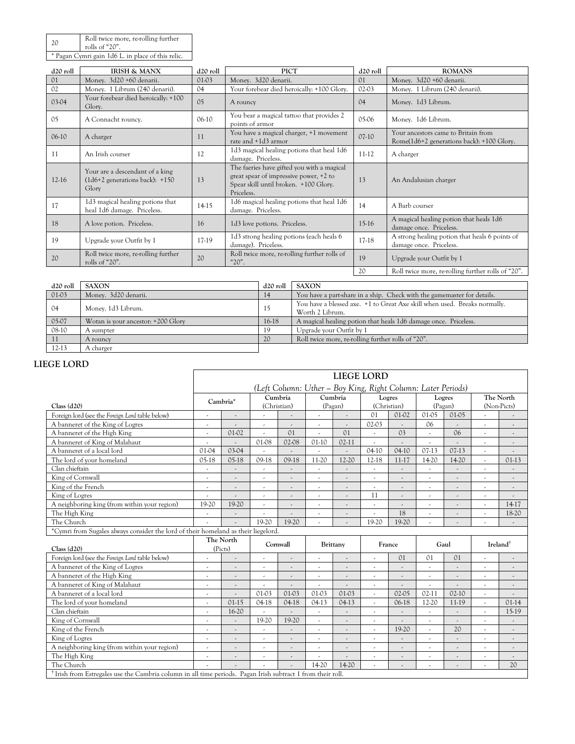| | |
|---|---|
| 20 | Roll twice more, re-rolling further rolls of "20". |
| * Pagan Cymri gain 1d6 L. in place of this relic. | |

| d20 roll | IRISH & MANX | d20 roll | PICT | d20 roll | ROMANS |
|---|---|---|---|---|---|
| 01 | Money. 3d20 +60 denarii. | 01-03 | Money. 3d20 denarii. | 01 | Money. 3d20 +60 denarii. |
| 02 | Money. 1 Librum (240 denarii). | 04 | Your forebear died heroically: +100 Glory. | 02-03 | Money. 1 Librum (240 denarii). |
| 03-04 | Your forebear died heroically: +100 Glory. | 05 | A rouncy | 04 | Money. 1d3 Librum. |
| 05 | A Connacht rouncy. | 06-10 | You bear a magical tattoo that provides 2 points of armor | 05-06 | Money. 1d6 Librum. |
| 06-10 | A charger | 11 | You have a magical charger, +1 movement rate and +1d3 armor | 07-10 | Your ancestors came to Britain from Rome(1d6+2 generations back): +100 Glory. |
| 11 | An Irish courser | 12 | 1d3 magical healing potions that heal 1d6 damage. Priceless. | 11-12 | A charger |
| 12-16 | Your are a descendant of a king (1d6+2 generations back): +150 Glory | 13 | The faeries have gifted you with a magical great spear of impressive power, +2 to Spear skill until broken. +100 Glory. Priceless. | 13 | An Andalusian charger |
| 17 | 1d3 magical healing potions that heal 1d6 damage. Priceless. | 14-15 | 1d6 magical healing potions that heal 1d6 damage. Priceless. | 14 | A Barb courser |
| 18 | A love potion. Priceless. | 16 | 1d3 love potions. Priceless. | 15-16 | A magical healing potion that heals 1d6 damage once. Priceless. |
| 19 | Upgrade your Outfit by 1 | 17-19 | 1d3 strong healing potions (each heals 6 damage). Priceless. | 17-18 | A strong healing potion that heals 6 points of damage once. Priceless. |
| 20 | Roll twice more, re-rolling further rolls of "20". | 20 | Roll twice more, re-rolling further rolls of "20". | 19 | Upgrade your Outfit by 1 |
| | | | | 20 | Roll twice more, re-rolling further rolls of "20". |

| d20 roll | SAXON | d20 roll | SAXON |
|---|---|---|---|
| 01-03 | Money. 3d20 denarii. | 14 | You have a part-share in a ship. Check with the gamemaster for details. |
| 04 | Money. 1d3 Librum. | 15 | You have a blessed axe. +1 to Great Axe skill when used. Breaks normally. Worth 2 Librum. |
| 05-07 | Wotan is your ancestor: +200 Glory | 16-18 | A magical healing potion that heals 1d6 damage once. Priceless. |
| 08-10 | A sumpter | 19 | Upgrade your Outfit by 1 |
| 11 | A rouncy | 20 | Roll twice more, re-rolling further rolls of "20". |
| 12-13 | A charger | | |

## LIEGE LORD

**LIEGE LORD**

*(Left Column: Uther – Boy King, Right Column: Later Periods)*

| Class (d20) | Cambria* | | Cumbria (Christian) | | Cumbria (Pagan) | | Logres (Christian) | | Logres (Pagan) | | The North (Non-Picts) | |
|---|---|---|---|---|---|---|---|---|---|---|---|---|
| Foreign lord (see the *Foreign Lord* table below) | - | - | - | - | - | - | 01 | 01-02 | 01-05 | 01-05 | - | - |
| A banneret of the King of Logres | - | - | - | - | - | - | 02-03 | - | 06 | - | - | - |
| A banneret of the High King | - | 01-02 | - | 01 | - | 01 | - | 03 | - | 06 | - | - |
| A banneret of King of Malahaut | - | - | 01-08 | 02-08 | 01-10 | 02-11 | - | - | - | - | - | - |
| A banneret of a local lord | 01-04 | 03-04 | - | - | - | - | 04-10 | 04-10 | 07-13 | 07-13 | - | - |
| The lord of your homeland | 05-18 | 05-18 | 09-18 | 09-18 | 11-20 | 12-20 | 12-18 | 11-17 | 14-20 | 14-20 | - | 01-13 |
| Clan chieftain | - | - | - | - | - | - | - | - | - | - | - | - |
| King of Cornwall | - | - | - | - | - | - | - | - | - | - | - | - |
| King of the French | - | - | - | - | - | - | - | - | - | - | - | - |
| King of Logres | - | - | - | - | - | - | 11 | - | - | - | - | - |
| A neighboring king (from within your region) | 19-20 | 19-20 | - | - | - | - | - | - | - | - | - | 14-17 |
| The High King | - | - | - | - | - | - | - | 18 | - | - | - | 18-20 |
| The Church | - | - | 19-20 | 19-20 | - | - | 19-20 | 19-20 | - | - | - | - |
| *Cymri from Sugales always consider the lord of their homeland as their liegelord. | | | | | | | | | | | | |

| Class (d20) | The North (Picts) | | Cornwall | | Brittany | | France | | Gaul | | Ireland† | |
|---|---|---|---|---|---|---|---|---|---|---|---|---|
| Foreign lord (see the *Foreign Lord* table below) | - | - | - | - | - | - | - | 01 | 01 | 01 | - | - |
| A banneret of the King of Logres | - | - | - | - | - | - | - | - | - | - | - | - |
| A banneret of the High King | - | - | - | - | - | - | - | - | - | - | - | - |
| A banneret of King of Malahaut | - | - | - | - | - | - | - | - | - | - | - | - |
| A banneret of a local lord | - | - | 01-03 | 01-03 | 01-03 | 01-03 | - | 02-05 | 02-11 | 02-10 | - | - |
| The lord of your homeland | - | 01-15 | 04-18 | 04-18 | 04-13 | 04-13 | - | 06-18 | 12-20 | 11-19 | - | 01-14 |
| Clan chieftain | - | 16-20 | - | - | - | - | - | - | - | - | - | 15-19 |
| King of Cornwall | - | - | 19-20 | 19-20 | - | - | - | - | - | - | - | - |
| King of the French | - | - | - | - | - | - | - | 19-20 | - | 20 | - | - |
| King of Logres | - | - | - | - | - | - | - | - | - | - | - | - |
| A neighboring king (from within your region) | - | - | - | - | - | - | - | - | - | - | - | - |
| The High King | - | - | - | - | - | - | - | - | - | - | - | - |
| The Church | - | - | - | - | 14-20 | 14-20 | - | - | - | - | - | 20 |
| † Irish from Estregales use the Cambria column in all time periods. Pagan Irish subtract 1 from their roll. | | | | | | | | | | | | |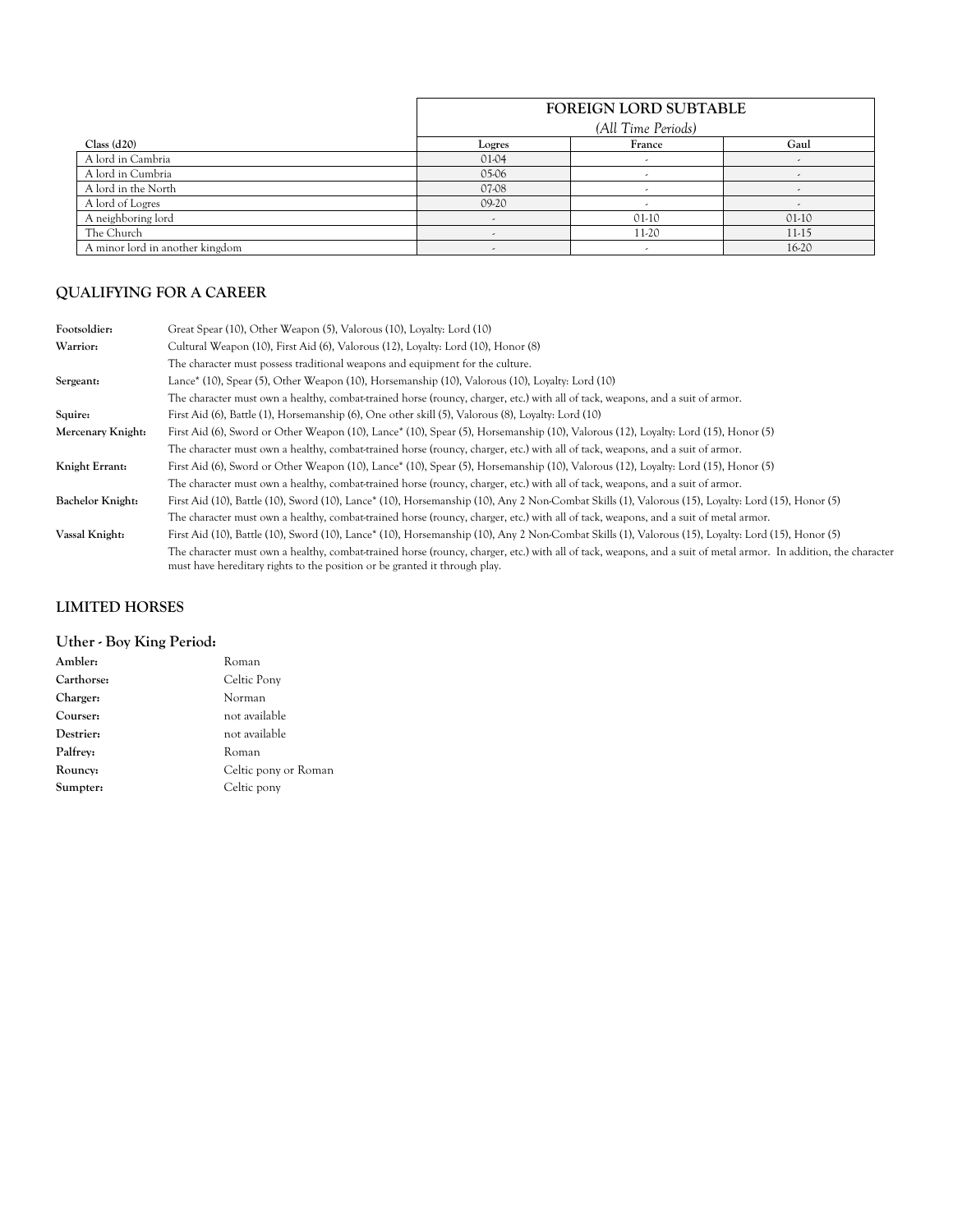| | FOREIGN LORD SUBTABLE (All Time Periods) | | |
|---|---|---|---|
| Class (d20) | Logres | France | Gaul |
| A lord in Cambria | 01-04 | - | - |
| A lord in Cumbria | 05-06 | - | - |
| A lord in the North | 07-08 | - | - |
| A lord of Logres | 09-20 | - | - |
| A neighboring lord | - | 01-10 | 01-10 |
| The Church | - | 11-20 | 11-15 |
| A minor lord in another kingdom | - | - | 16-20 |

## QUALIFYING FOR A CAREER

**Footsoldier:** Great Spear (10), Other Weapon (5), Valorous (10), Loyalty: Lord (10)

**Warrior:** Cultural Weapon (10), First Aid (6), Valorous (12), Loyalty: Lord (10), Honor (8)
The character must possess traditional weapons and equipment for the culture.

**Sergeant:** Lance* (10), Spear (5), Other Weapon (10), Horsemanship (10), Valorous (10), Loyalty: Lord (10)
The character must own a healthy, combat-trained horse (rouncy, charger, etc.) with all of tack, weapons, and a suit of armor.

**Squire:** First Aid (6), Battle (1), Horsemanship (6), One other skill (5), Valorous (8), Loyalty: Lord (10)

**Mercenary Knight:** First Aid (6), Sword or Other Weapon (10), Lance* (10), Spear (5), Horsemanship (10), Valorous (12), Loyalty: Lord (15), Honor (5)
The character must own a healthy, combat-trained horse (rouncy, charger, etc.) with all of tack, weapons, and a suit of armor.

**Knight Errant:** First Aid (6), Sword or Other Weapon (10), Lance* (10), Spear (5), Horsemanship (10), Valorous (12), Loyalty: Lord (15), Honor (5)
The character must own a healthy, combat-trained horse (rouncy, charger, etc.) with all of tack, weapons, and a suit of armor.

**Bachelor Knight:** First Aid (10), Battle (10), Sword (10), Lance* (10), Horsemanship (10), Any 2 Non-Combat Skills (1), Valorous (15), Loyalty: Lord (15), Honor (5)
The character must own a healthy, combat-trained horse (rouncy, charger, etc.) with all of tack, weapons, and a suit of metal armor.

**Vassal Knight:** First Aid (10), Battle (10), Sword (10), Lance* (10), Horsemanship (10), Any 2 Non-Combat Skills (1), Valorous (15), Loyalty: Lord (15), Honor (5)
The character must own a healthy, combat-trained horse (rouncy, charger, etc.) with all of tack, weapons, and a suit of metal armor. In addition, the character must have hereditary rights to the position or be granted it through play.

## LIMITED HORSES

### Uther - Boy King Period:

**Ambler:** Roman
**Carthorse:** Celtic Pony
**Charger:** Norman
**Courser:** not available
**Destrier:** not available
**Palfrey:** Roman
**Rouncy:** Celtic pony or Roman
**Sumpter:** Celtic pony